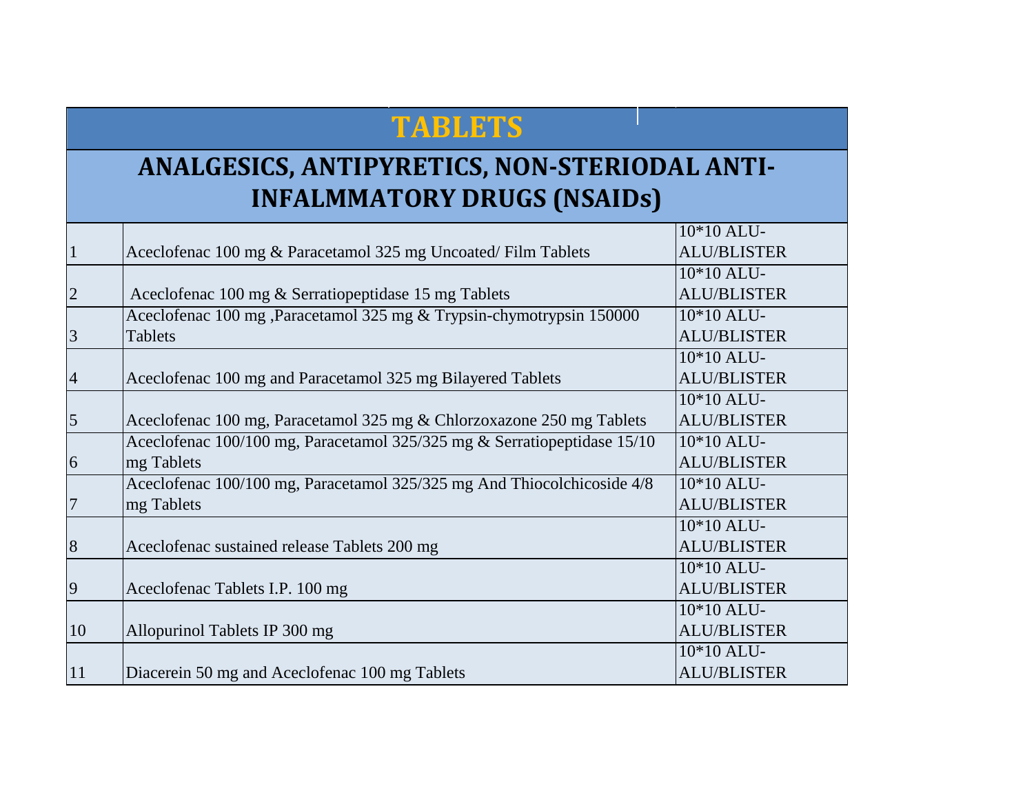# TABLETS

## ANALGESICS, ANTIPYRETICS, NON-STERIODAL ANTI-INFALMMATORY DRUGS (NSAIDs)

| | | |
|---|---|---|
| 1 | Aceclofenac 100 mg & Paracetamol 325 mg Uncoated/ Film Tablets | 10*10 ALU-ALU/BLISTER |
| 2 | Aceclofenac 100 mg & Serratiopeptidase 15 mg Tablets | 10*10 ALU-ALU/BLISTER |
| 3 | Aceclofenac 100 mg ,Paracetamol 325 mg & Trypsin-chymotrypsin 150000 Tablets | 10*10 ALU-ALU/BLISTER |
| 4 | Aceclofenac 100 mg and Paracetamol 325 mg Bilayered Tablets | 10*10 ALU-ALU/BLISTER |
| 5 | Aceclofenac 100 mg, Paracetamol 325 mg & Chlorzoxazone 250 mg Tablets | 10*10 ALU-ALU/BLISTER |
| 6 | Aceclofenac 100/100 mg, Paracetamol 325/325 mg & Serratiopeptidase 15/10 mg Tablets | 10*10 ALU-ALU/BLISTER |
| 7 | Aceclofenac 100/100 mg, Paracetamol 325/325 mg And Thiocolchicoside 4/8 mg Tablets | 10*10 ALU-ALU/BLISTER |
| 8 | Aceclofenac sustained release Tablets 200 mg | 10*10 ALU-ALU/BLISTER |
| 9 | Aceclofenac Tablets I.P. 100 mg | 10*10 ALU-ALU/BLISTER |
| 10 | Allopurinol Tablets IP 300 mg | 10*10 ALU-ALU/BLISTER |
| 11 | Diacerein 50 mg and Aceclofenac 100 mg Tablets | 10*10 ALU-ALU/BLISTER |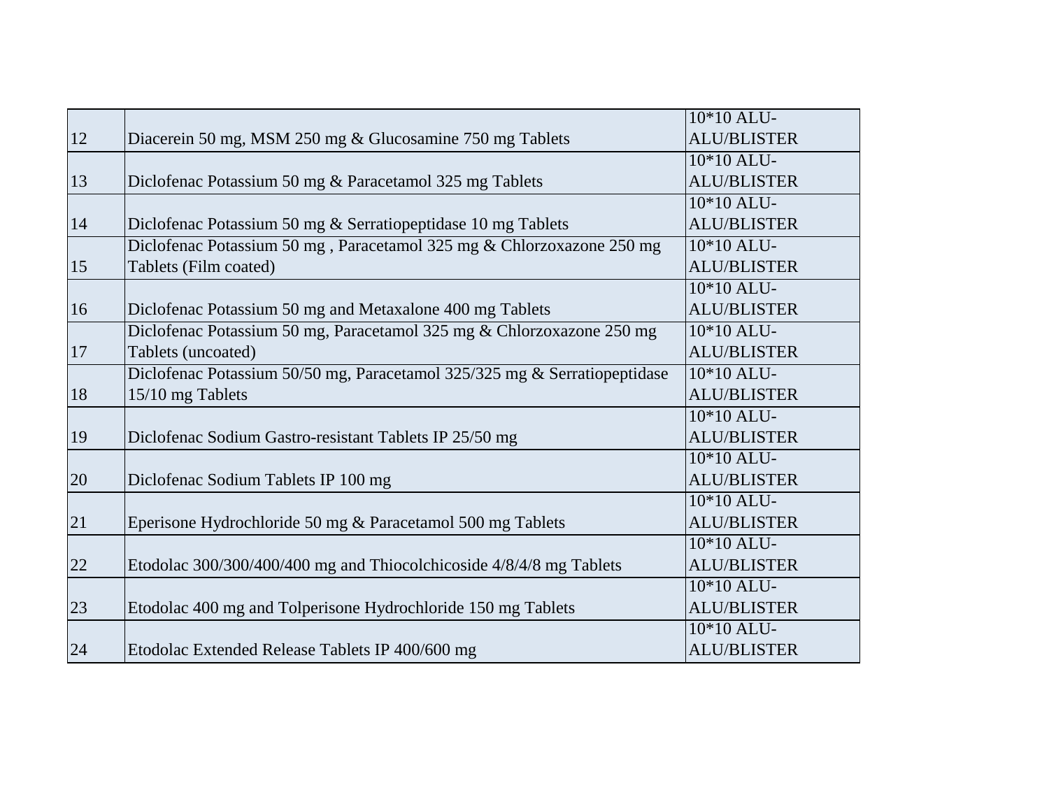| | | |
|---|---|---|
| 12 | Diacerein 50 mg, MSM 250 mg & Glucosamine 750 mg Tablets | 10*10 ALU-ALU/BLISTER |
| 13 | Diclofenac Potassium 50 mg & Paracetamol 325 mg Tablets | 10*10 ALU-ALU/BLISTER |
| 14 | Diclofenac Potassium 50 mg & Serratiopeptidase 10 mg Tablets | 10*10 ALU-ALU/BLISTER |
| 15 | Diclofenac Potassium 50 mg , Paracetamol 325 mg & Chlorzoxazone 250 mg Tablets (Film coated) | 10*10 ALU-ALU/BLISTER |
| 16 | Diclofenac Potassium 50 mg and Metaxalone 400 mg Tablets | 10*10 ALU-ALU/BLISTER |
| 17 | Diclofenac Potassium 50 mg, Paracetamol 325 mg & Chlorzoxazone 250 mg Tablets (uncoated) | 10*10 ALU-ALU/BLISTER |
| 18 | Diclofenac Potassium 50/50 mg, Paracetamol 325/325 mg & Serratiopeptidase 15/10 mg Tablets | 10*10 ALU-ALU/BLISTER |
| 19 | Diclofenac Sodium Gastro-resistant Tablets IP 25/50 mg | 10*10 ALU-ALU/BLISTER |
| 20 | Diclofenac Sodium Tablets IP 100 mg | 10*10 ALU-ALU/BLISTER |
| 21 | Eperisone Hydrochloride 50 mg & Paracetamol 500 mg Tablets | 10*10 ALU-ALU/BLISTER |
| 22 | Etodolac 300/300/400/400 mg and Thiocolchicoside 4/8/4/8 mg Tablets | 10*10 ALU-ALU/BLISTER |
| 23 | Etodolac 400 mg and Tolperisone Hydrochloride 150 mg Tablets | 10*10 ALU-ALU/BLISTER |
| 24 | Etodolac Extended Release Tablets IP 400/600 mg | 10*10 ALU-ALU/BLISTER |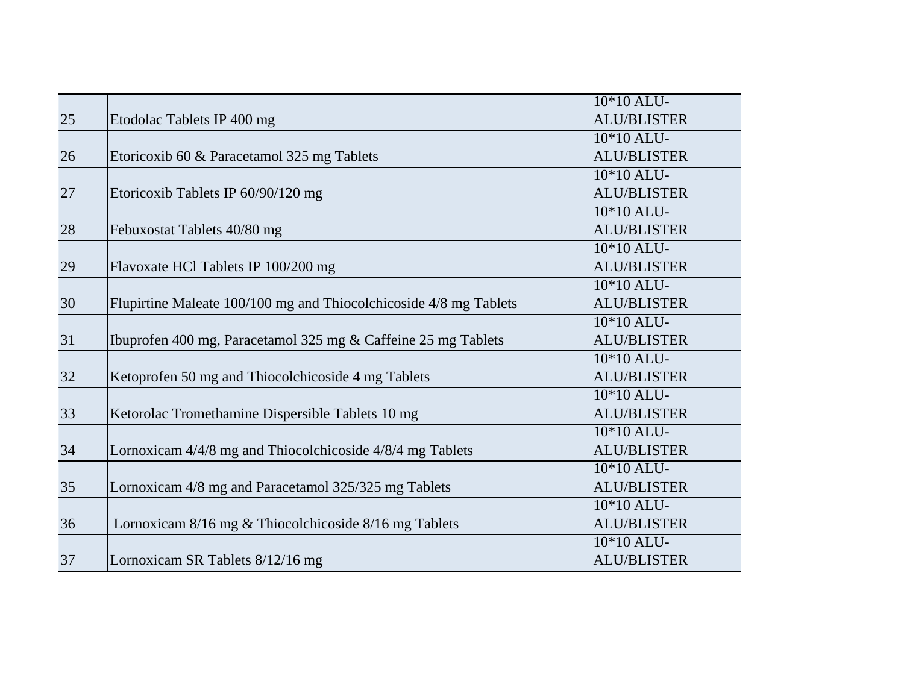| 25 | Etodolac Tablets IP 400 mg | 10*10 ALU-ALU/BLISTER |
|---|---|---|
| 26 | Etoricoxib 60 & Paracetamol 325 mg Tablets | 10*10 ALU-ALU/BLISTER |
| 27 | Etoricoxib Tablets IP 60/90/120 mg | 10*10 ALU-ALU/BLISTER |
| 28 | Febuxostat Tablets 40/80 mg | 10*10 ALU-ALU/BLISTER |
| 29 | Flavoxate HCl Tablets IP 100/200 mg | 10*10 ALU-ALU/BLISTER |
| 30 | Flupirtine Maleate 100/100 mg and Thiocolchicoside 4/8 mg Tablets | 10*10 ALU-ALU/BLISTER |
| 31 | Ibuprofen 400 mg, Paracetamol 325 mg & Caffeine 25 mg Tablets | 10*10 ALU-ALU/BLISTER |
| 32 | Ketoprofen 50 mg and Thiocolchicoside 4 mg Tablets | 10*10 ALU-ALU/BLISTER |
| 33 | Ketorolac Tromethamine Dispersible Tablets 10 mg | 10*10 ALU-ALU/BLISTER |
| 34 | Lornoxicam 4/4/8 mg and Thiocolchicoside 4/8/4 mg Tablets | 10*10 ALU-ALU/BLISTER |
| 35 | Lornoxicam 4/8 mg and Paracetamol 325/325 mg Tablets | 10*10 ALU-ALU/BLISTER |
| 36 | Lornoxicam 8/16 mg & Thiocolchicoside 8/16 mg Tablets | 10*10 ALU-ALU/BLISTER |
| 37 | Lornoxicam SR Tablets 8/12/16 mg | 10*10 ALU-ALU/BLISTER |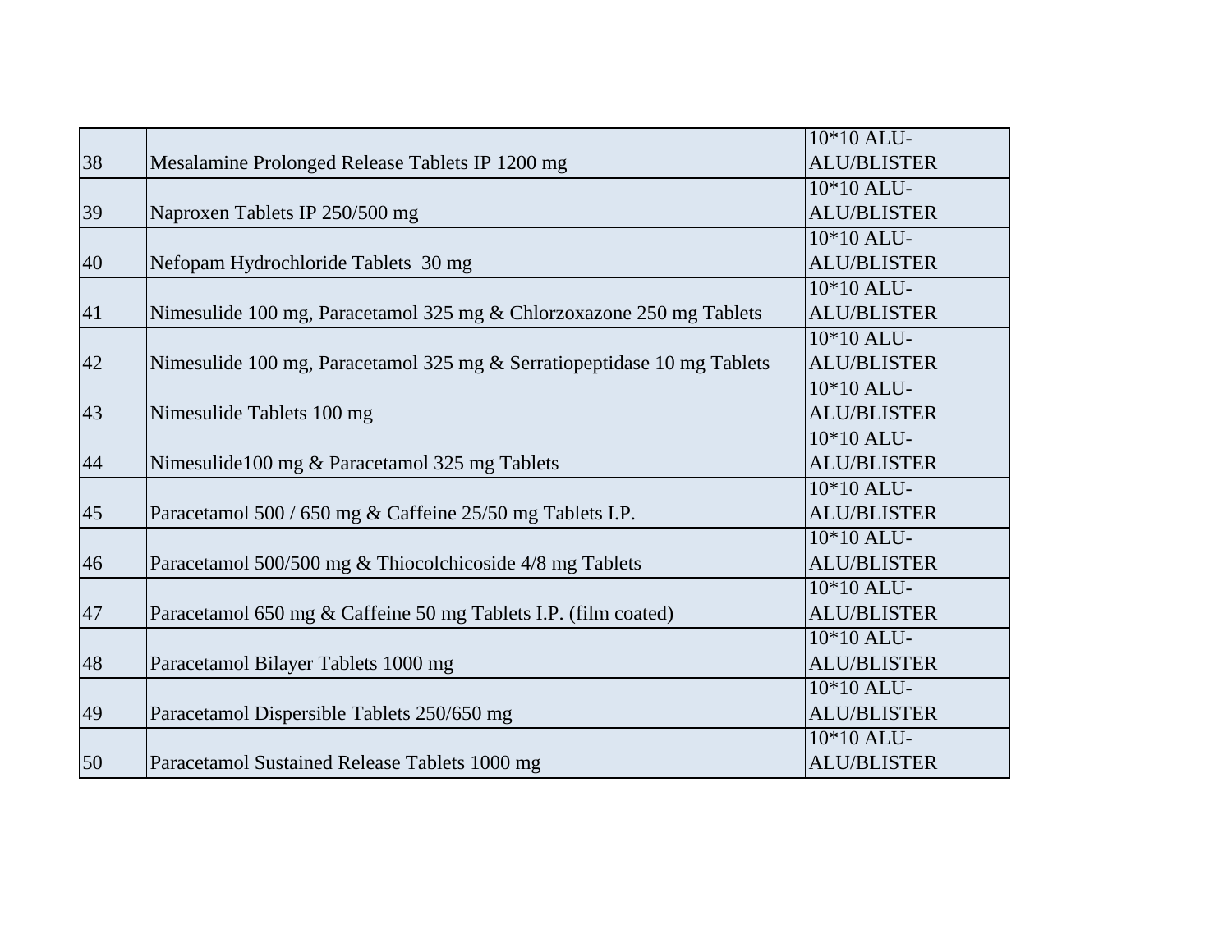| | | |
|---|---|---|
| 38 | Mesalamine Prolonged Release Tablets IP 1200 mg | 10*10 ALU-ALU/BLISTER |
| 39 | Naproxen Tablets IP 250/500 mg | 10*10 ALU-ALU/BLISTER |
| 40 | Nefopam Hydrochloride Tablets 30 mg | 10*10 ALU-ALU/BLISTER |
| 41 | Nimesulide 100 mg, Paracetamol 325 mg & Chlorzoxazone 250 mg Tablets | 10*10 ALU-ALU/BLISTER |
| 42 | Nimesulide 100 mg, Paracetamol 325 mg & Serratiopeptidase 10 mg Tablets | 10*10 ALU-ALU/BLISTER |
| 43 | Nimesulide Tablets 100 mg | 10*10 ALU-ALU/BLISTER |
| 44 | Nimesulide100 mg & Paracetamol 325 mg Tablets | 10*10 ALU-ALU/BLISTER |
| 45 | Paracetamol 500 / 650 mg & Caffeine 25/50 mg Tablets I.P. | 10*10 ALU-ALU/BLISTER |
| 46 | Paracetamol 500/500 mg & Thiocolchicoside 4/8 mg Tablets | 10*10 ALU-ALU/BLISTER |
| 47 | Paracetamol 650 mg & Caffeine 50 mg Tablets I.P. (film coated) | 10*10 ALU-ALU/BLISTER |
| 48 | Paracetamol Bilayer Tablets 1000 mg | 10*10 ALU-ALU/BLISTER |
| 49 | Paracetamol Dispersible Tablets 250/650 mg | 10*10 ALU-ALU/BLISTER |
| 50 | Paracetamol Sustained Release Tablets 1000 mg | 10*10 ALU-ALU/BLISTER |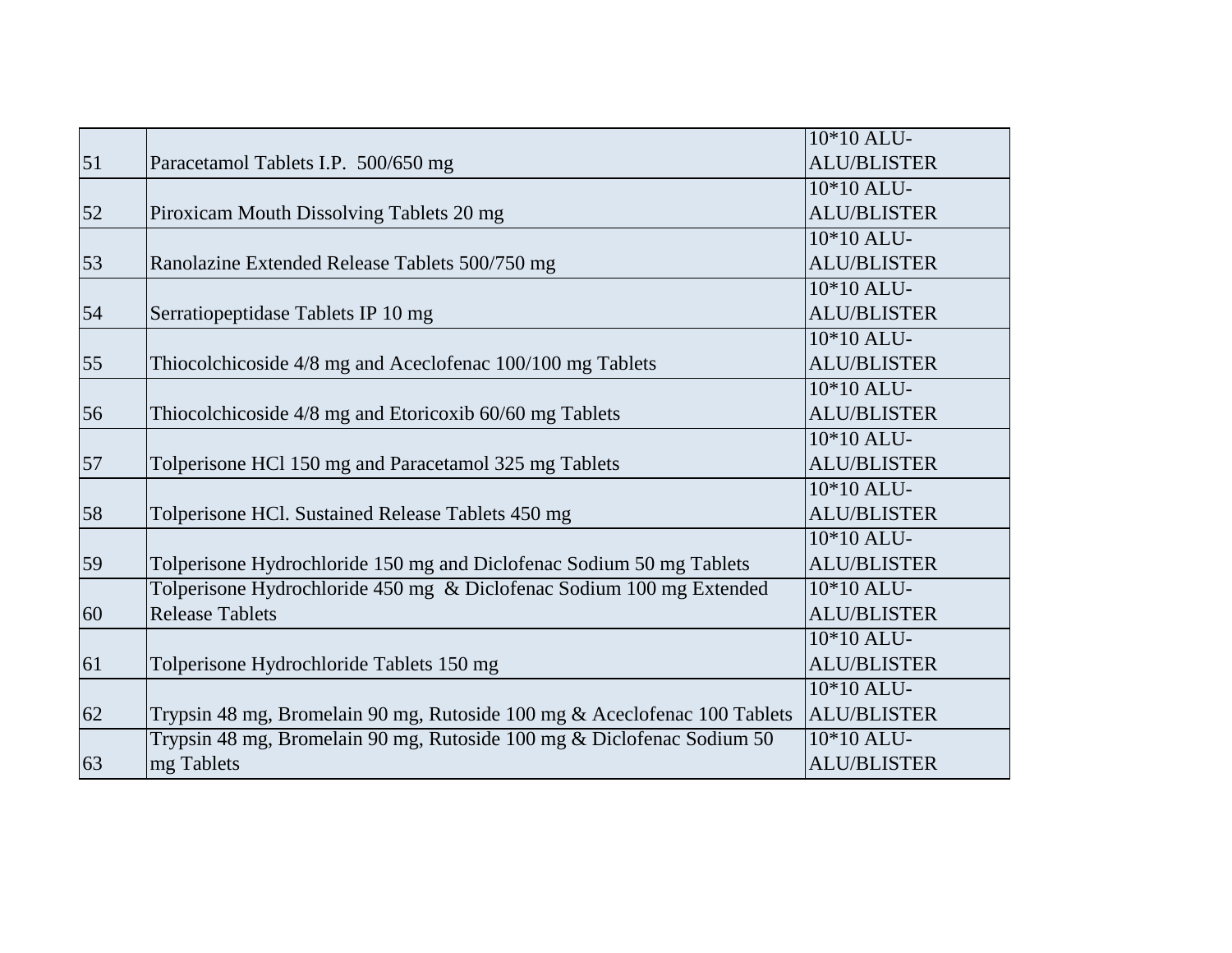| | | |
|---|---|---|
| 51 | Paracetamol Tablets I.P. 500/650 mg | 10*10 ALU-ALU/BLISTER |
| 52 | Piroxicam Mouth Dissolving Tablets 20 mg | 10*10 ALU-ALU/BLISTER |
| 53 | Ranolazine Extended Release Tablets 500/750 mg | 10*10 ALU-ALU/BLISTER |
| 54 | Serratiopeptidase Tablets IP 10 mg | 10*10 ALU-ALU/BLISTER |
| 55 | Thiocolchicoside 4/8 mg and Aceclofenac 100/100 mg Tablets | 10*10 ALU-ALU/BLISTER |
| 56 | Thiocolchicoside 4/8 mg and Etoricoxib 60/60 mg Tablets | 10*10 ALU-ALU/BLISTER |
| 57 | Tolperisone HCl 150 mg and Paracetamol 325 mg Tablets | 10*10 ALU-ALU/BLISTER |
| 58 | Tolperisone HCl. Sustained Release Tablets 450 mg | 10*10 ALU-ALU/BLISTER |
| 59 | Tolperisone Hydrochloride 150 mg and Diclofenac Sodium 50 mg Tablets | 10*10 ALU-ALU/BLISTER |
| 60 | Tolperisone Hydrochloride 450 mg & Diclofenac Sodium 100 mg Extended Release Tablets | 10*10 ALU-ALU/BLISTER |
| 61 | Tolperisone Hydrochloride Tablets 150 mg | 10*10 ALU-ALU/BLISTER |
| 62 | Trypsin 48 mg, Bromelain 90 mg, Rutoside 100 mg & Aceclofenac 100 Tablets | 10*10 ALU-ALU/BLISTER |
| 63 | Trypsin 48 mg, Bromelain 90 mg, Rutoside 100 mg & Diclofenac Sodium 50 mg Tablets | 10*10 ALU-ALU/BLISTER |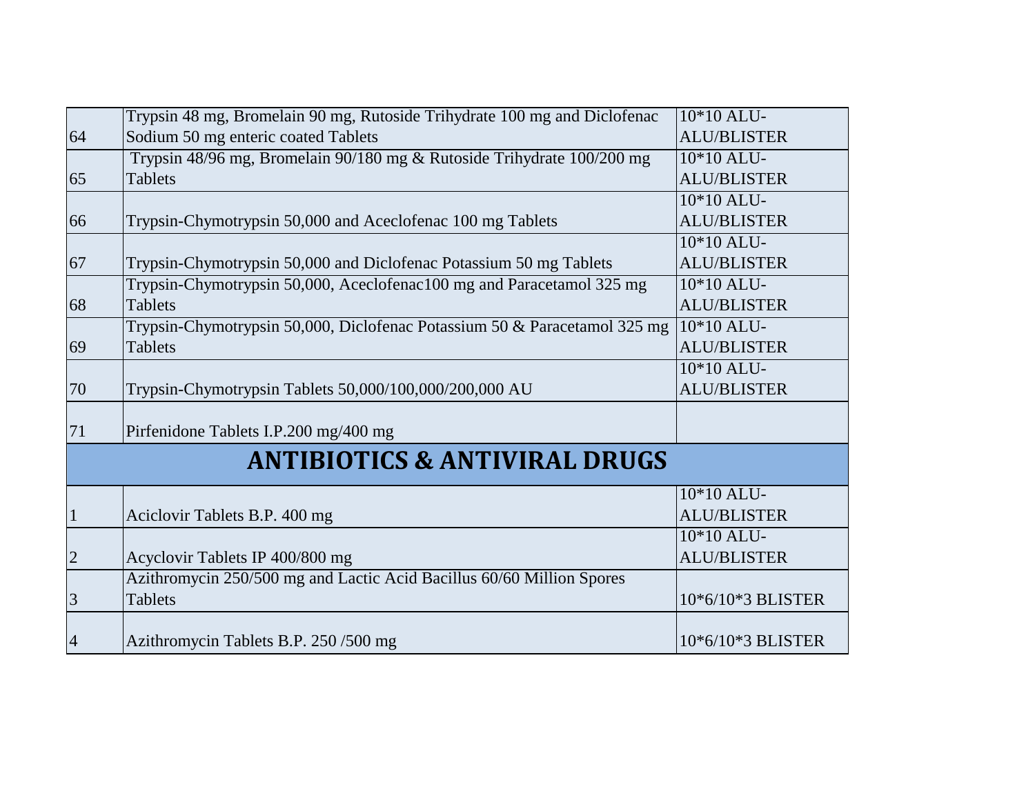| | | |
|---|---|---|
| 64 | Trypsin 48 mg, Bromelain 90 mg, Rutoside Trihydrate 100 mg and Diclofenac Sodium 50 mg enteric coated Tablets | 10*10 ALU-ALU/BLISTER |
| 65 | Trypsin 48/96 mg, Bromelain 90/180 mg & Rutoside Trihydrate 100/200 mg Tablets | 10*10 ALU-ALU/BLISTER |
| 66 | Trypsin-Chymotrypsin 50,000 and Aceclofenac 100 mg Tablets | 10*10 ALU-ALU/BLISTER |
| 67 | Trypsin-Chymotrypsin 50,000 and Diclofenac Potassium 50 mg Tablets | 10*10 ALU-ALU/BLISTER |
| 68 | Trypsin-Chymotrypsin 50,000, Aceclofenac100 mg and Paracetamol 325 mg Tablets | 10*10 ALU-ALU/BLISTER |
| 69 | Trypsin-Chymotrypsin 50,000, Diclofenac Potassium 50 & Paracetamol 325 mg Tablets | 10*10 ALU-ALU/BLISTER |
| 70 | Trypsin-Chymotrypsin Tablets 50,000/100,000/200,000 AU | 10*10 ALU-ALU/BLISTER |
| 71 | Pirfenidone Tablets I.P.200 mg/400 mg | |

## ANTIBIOTICS & ANTIVIRAL DRUGS

| | | |
|---|---|---|
| 1 | Aciclovir Tablets B.P. 400 mg | 10*10 ALU-ALU/BLISTER |
| 2 | Acyclovir Tablets IP 400/800 mg | 10*10 ALU-ALU/BLISTER |
| 3 | Azithromycin 250/500 mg and Lactic Acid Bacillus 60/60 Million Spores Tablets | 10*6/10*3 BLISTER |
| 4 | Azithromycin Tablets B.P. 250 /500 mg | 10*6/10*3 BLISTER |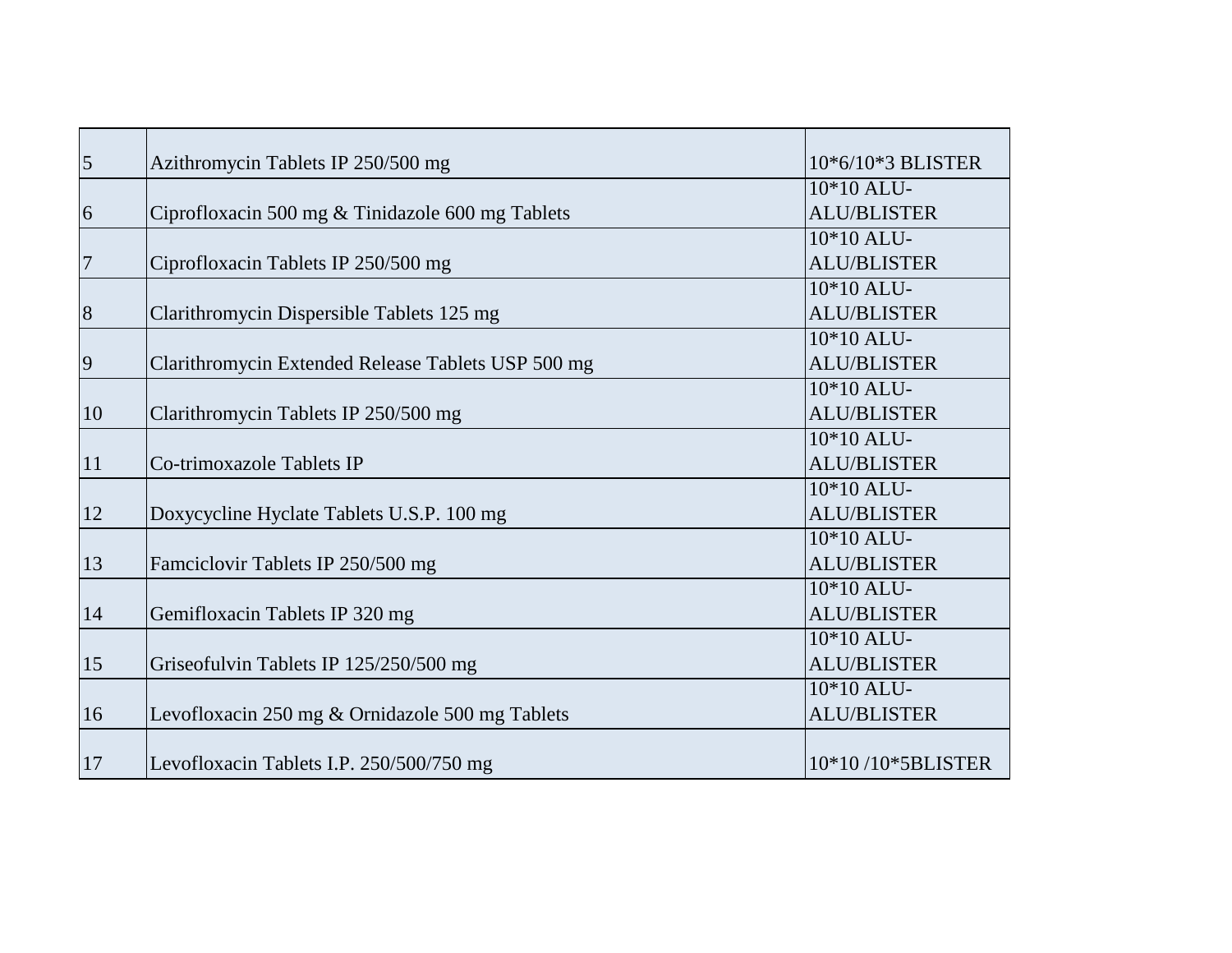| | | |
|---|---|---|
| 5 | Azithromycin Tablets IP 250/500 mg | 10*6/10*3 BLISTER |
| 6 | Ciprofloxacin 500 mg & Tinidazole 600 mg Tablets | 10*10 ALU-ALU/BLISTER |
| 7 | Ciprofloxacin Tablets IP 250/500 mg | 10*10 ALU-ALU/BLISTER |
| 8 | Clarithromycin Dispersible Tablets 125 mg | 10*10 ALU-ALU/BLISTER |
| 9 | Clarithromycin Extended Release Tablets USP 500 mg | 10*10 ALU-ALU/BLISTER |
| 10 | Clarithromycin Tablets IP 250/500 mg | 10*10 ALU-ALU/BLISTER |
| 11 | Co-trimoxazole Tablets IP | 10*10 ALU-ALU/BLISTER |
| 12 | Doxycycline Hyclate Tablets U.S.P. 100 mg | 10*10 ALU-ALU/BLISTER |
| 13 | Famciclovir Tablets IP 250/500 mg | 10*10 ALU-ALU/BLISTER |
| 14 | Gemifloxacin Tablets IP 320 mg | 10*10 ALU-ALU/BLISTER |
| 15 | Griseofulvin Tablets IP 125/250/500 mg | 10*10 ALU-ALU/BLISTER |
| 16 | Levofloxacin 250 mg & Ornidazole 500 mg Tablets | 10*10 ALU-ALU/BLISTER |
| 17 | Levofloxacin Tablets I.P. 250/500/750 mg | 10*10 /10*5BLISTER |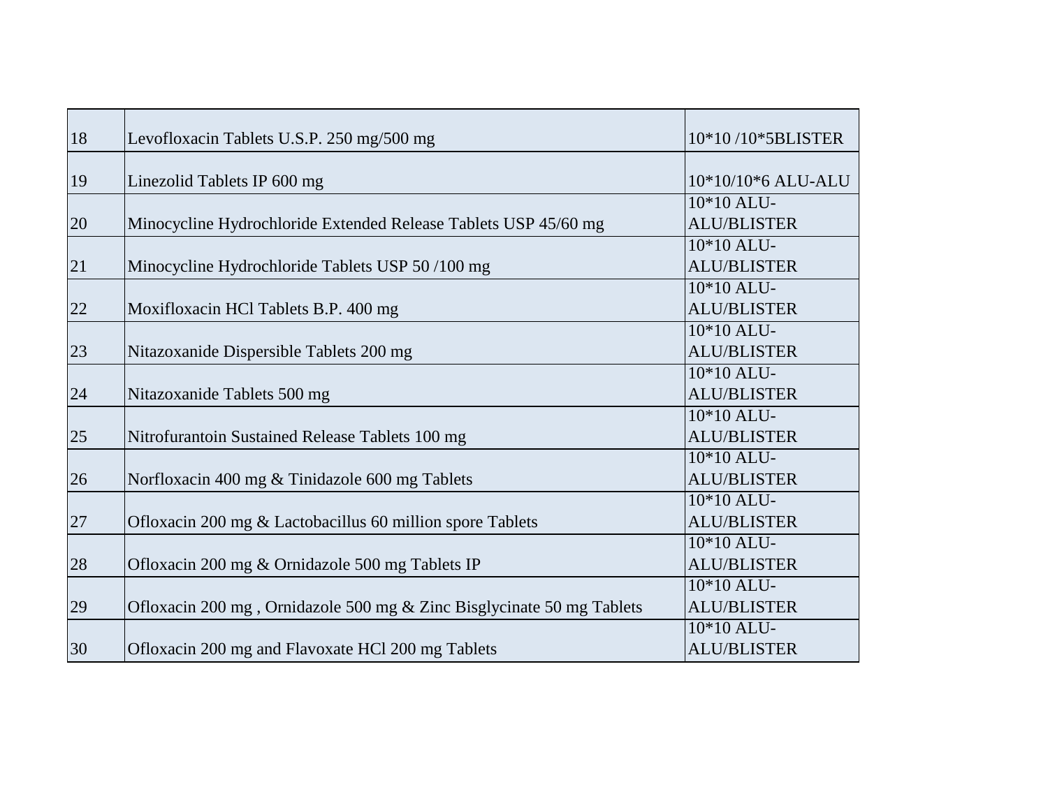| | | |
|---|---|---|
| 18 | Levofloxacin Tablets U.S.P. 250 mg/500 mg | 10*10 /10*5BLISTER |
| 19 | Linezolid Tablets IP 600 mg | 10*10/10*6 ALU-ALU |
| 20 | Minocycline Hydrochloride Extended Release Tablets USP 45/60 mg | 10*10 ALU-ALU/BLISTER |
| 21 | Minocycline Hydrochloride Tablets USP 50 /100 mg | 10*10 ALU-ALU/BLISTER |
| 22 | Moxifloxacin HCl Tablets B.P. 400 mg | 10*10 ALU-ALU/BLISTER |
| 23 | Nitazoxanide Dispersible Tablets 200 mg | 10*10 ALU-ALU/BLISTER |
| 24 | Nitazoxanide Tablets 500 mg | 10*10 ALU-ALU/BLISTER |
| 25 | Nitrofurantoin Sustained Release Tablets 100 mg | 10*10 ALU-ALU/BLISTER |
| 26 | Norfloxacin 400 mg & Tinidazole 600 mg Tablets | 10*10 ALU-ALU/BLISTER |
| 27 | Ofloxacin 200 mg & Lactobacillus 60 million spore Tablets | 10*10 ALU-ALU/BLISTER |
| 28 | Ofloxacin 200 mg & Ornidazole 500 mg Tablets IP | 10*10 ALU-ALU/BLISTER |
| 29 | Ofloxacin 200 mg , Ornidazole 500 mg & Zinc Bisglycinate 50 mg Tablets | 10*10 ALU-ALU/BLISTER |
| 30 | Ofloxacin 200 mg and Flavoxate HCl 200 mg Tablets | 10*10 ALU-ALU/BLISTER |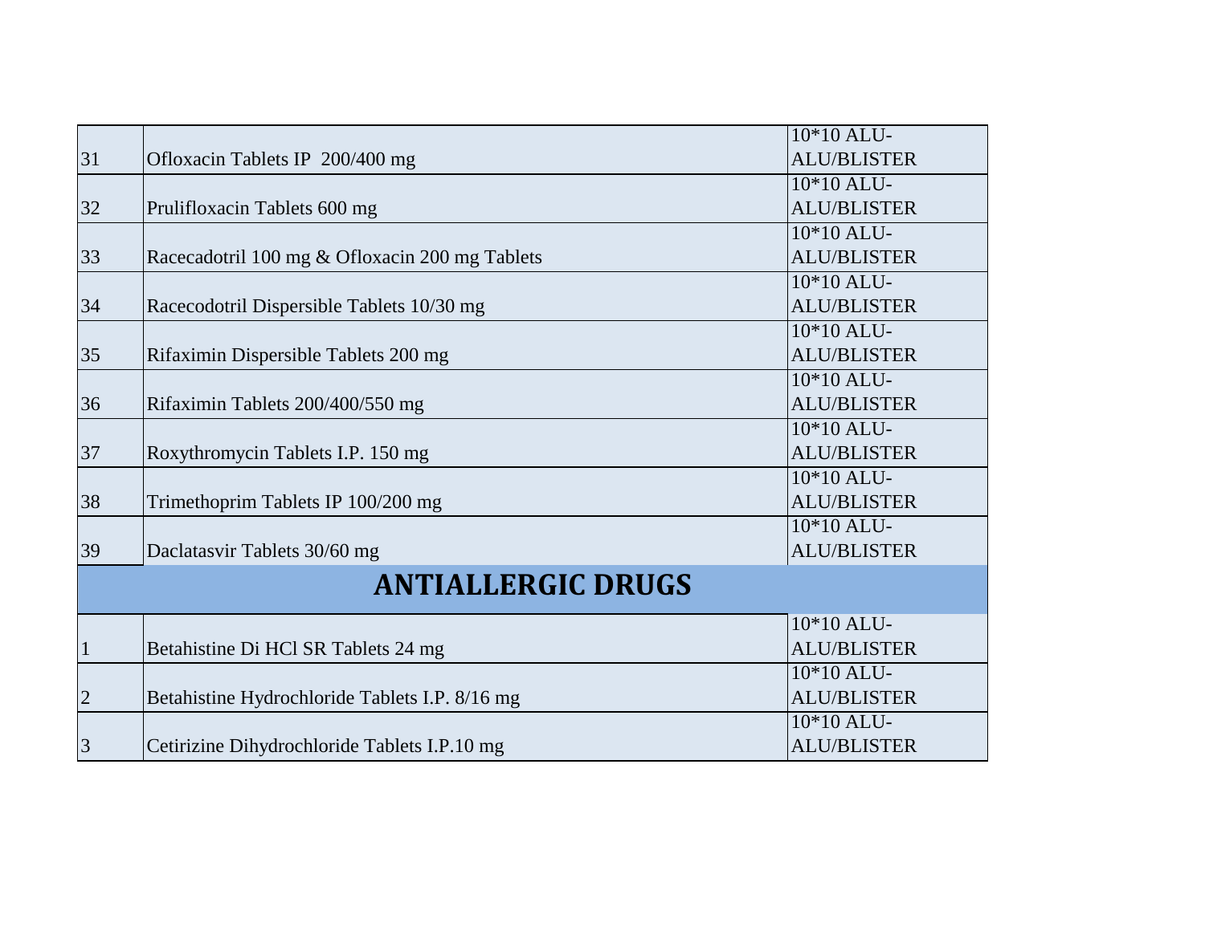| | | |
|---|---|---|
| 31 | Ofloxacin Tablets IP 200/400 mg | 10*10 ALU-ALU/BLISTER |
| 32 | Prulifloxacin Tablets 600 mg | 10*10 ALU-ALU/BLISTER |
| 33 | Racecadotril 100 mg & Ofloxacin 200 mg Tablets | 10*10 ALU-ALU/BLISTER |
| 34 | Racecodotril Dispersible Tablets 10/30 mg | 10*10 ALU-ALU/BLISTER |
| 35 | Rifaximin Dispersible Tablets 200 mg | 10*10 ALU-ALU/BLISTER |
| 36 | Rifaximin Tablets 200/400/550 mg | 10*10 ALU-ALU/BLISTER |
| 37 | Roxythromycin Tablets I.P. 150 mg | 10*10 ALU-ALU/BLISTER |
| 38 | Trimethoprim Tablets IP 100/200 mg | 10*10 ALU-ALU/BLISTER |
| 39 | Daclatasvir Tablets 30/60 mg | 10*10 ALU-ALU/BLISTER |
| **ANTIALLERGIC DRUGS** | | |
| 1 | Betahistine Di HCl SR Tablets 24 mg | 10*10 ALU-ALU/BLISTER |
| 2 | Betahistine Hydrochloride Tablets I.P. 8/16 mg | 10*10 ALU-ALU/BLISTER |
| 3 | Cetirizine Dihydrochloride Tablets I.P.10 mg | 10*10 ALU-ALU/BLISTER |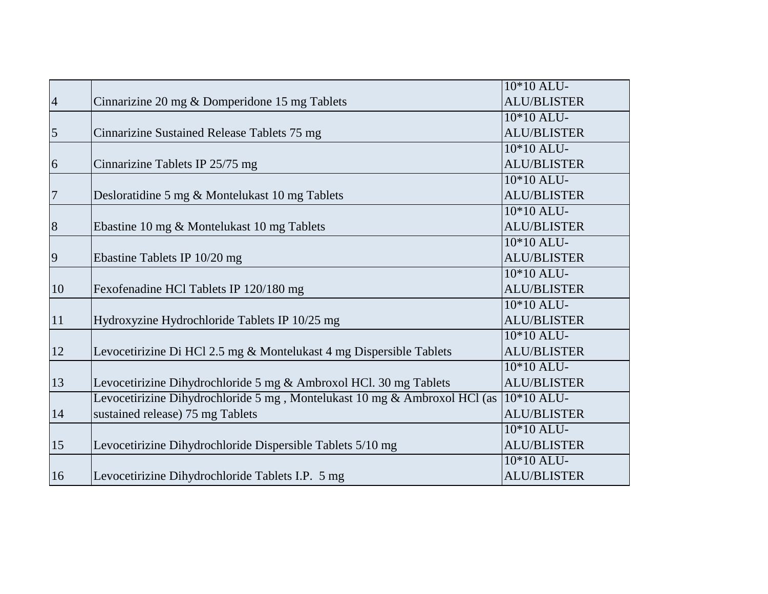| | | |
|---|---|---|
| 4 | Cinnarizine 20 mg & Domperidone 15 mg Tablets | 10*10 ALU-ALU/BLISTER |
| 5 | Cinnarizine Sustained Release Tablets 75 mg | 10*10 ALU-ALU/BLISTER |
| 6 | Cinnarizine Tablets IP 25/75 mg | 10*10 ALU-ALU/BLISTER |
| 7 | Desloratidine 5 mg & Montelukast 10 mg Tablets | 10*10 ALU-ALU/BLISTER |
| 8 | Ebastine 10 mg & Montelukast 10 mg Tablets | 10*10 ALU-ALU/BLISTER |
| 9 | Ebastine Tablets IP 10/20 mg | 10*10 ALU-ALU/BLISTER |
| 10 | Fexofenadine HCl Tablets IP 120/180 mg | 10*10 ALU-ALU/BLISTER |
| 11 | Hydroxyzine Hydrochloride Tablets IP 10/25 mg | 10*10 ALU-ALU/BLISTER |
| 12 | Levocetirizine Di HCl 2.5 mg & Montelukast 4 mg Dispersible Tablets | 10*10 ALU-ALU/BLISTER |
| 13 | Levocetirizine Dihydrochloride 5 mg & Ambroxol HCl. 30 mg Tablets | 10*10 ALU-ALU/BLISTER |
| 14 | Levocetirizine Dihydrochloride 5 mg , Montelukast 10 mg & Ambroxol HCl (as sustained release) 75 mg Tablets | 10*10 ALU-ALU/BLISTER |
| 15 | Levocetirizine Dihydrochloride Dispersible Tablets 5/10 mg | 10*10 ALU-ALU/BLISTER |
| 16 | Levocetirizine Dihydrochloride Tablets I.P. 5 mg | 10*10 ALU-ALU/BLISTER |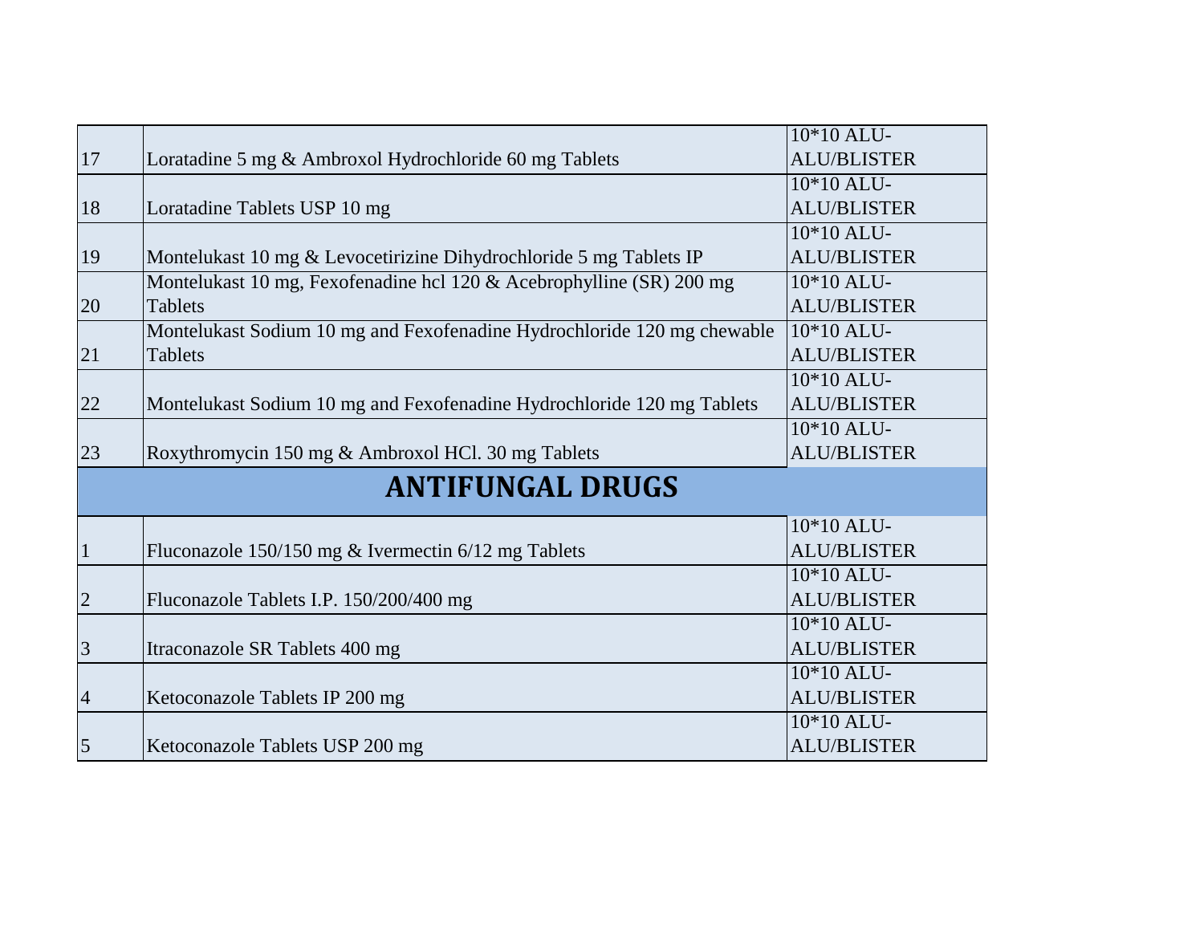| 17 | Loratadine 5 mg & Ambroxol Hydrochloride 60 mg Tablets | 10*10 ALU-ALU/BLISTER |
|---|---|---|
| 18 | Loratadine Tablets USP 10 mg | 10*10 ALU-ALU/BLISTER |
| 19 | Montelukast 10 mg & Levocetirizine Dihydrochloride 5 mg Tablets IP | 10*10 ALU-ALU/BLISTER |
| 20 | Montelukast 10 mg, Fexofenadine hcl 120 & Acebrophylline (SR) 200 mg Tablets | 10*10 ALU-ALU/BLISTER |
| 21 | Montelukast Sodium 10 mg and Fexofenadine Hydrochloride 120 mg chewable Tablets | 10*10 ALU-ALU/BLISTER |
| 22 | Montelukast Sodium 10 mg and Fexofenadine Hydrochloride 120 mg Tablets | 10*10 ALU-ALU/BLISTER |
| 23 | Roxythromycin 150 mg & Ambroxol HCl. 30 mg Tablets | 10*10 ALU-ALU/BLISTER |

## ANTIFUNGAL DRUGS

| 1 | Fluconazole 150/150 mg & Ivermectin 6/12 mg Tablets | 10*10 ALU-ALU/BLISTER |
|---|---|---|
| 2 | Fluconazole Tablets I.P. 150/200/400 mg | 10*10 ALU-ALU/BLISTER |
| 3 | Itraconazole SR Tablets 400 mg | 10*10 ALU-ALU/BLISTER |
| 4 | Ketoconazole Tablets IP 200 mg | 10*10 ALU-ALU/BLISTER |
| 5 | Ketoconazole Tablets USP 200 mg | 10*10 ALU-ALU/BLISTER |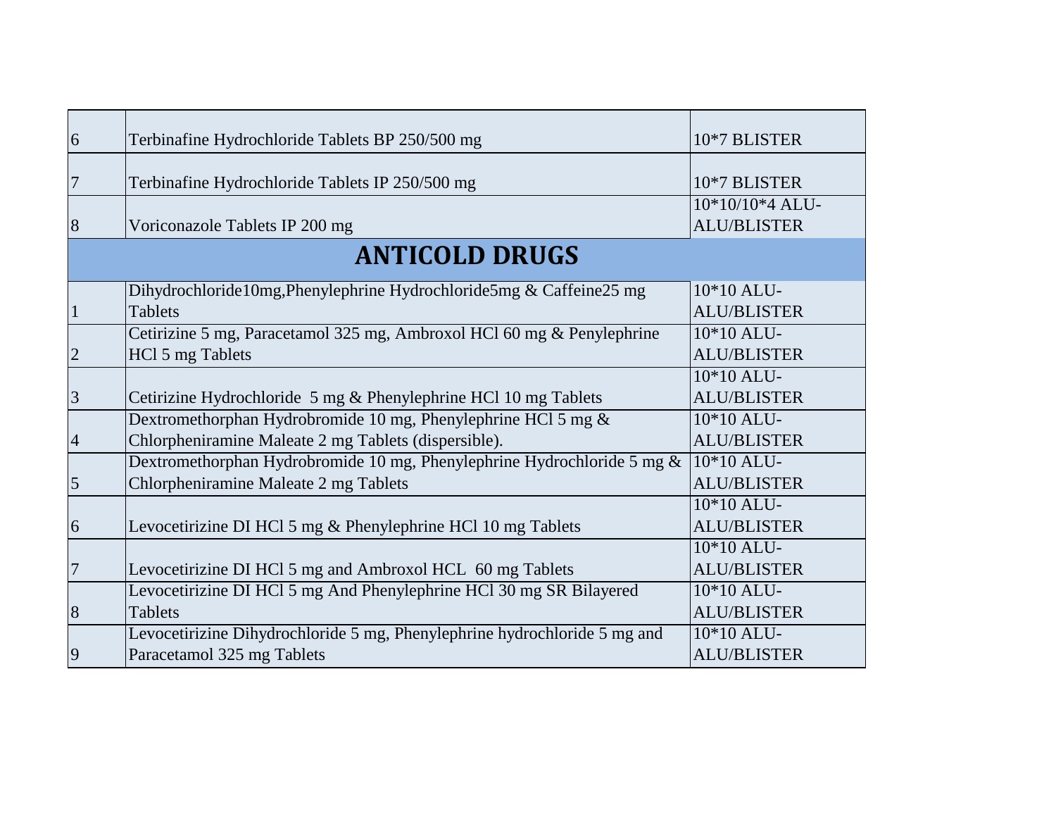| | | |
|---|---|---|
| 6 | Terbinafine Hydrochloride Tablets BP 250/500 mg | 10*7 BLISTER |
| 7 | Terbinafine Hydrochloride Tablets IP 250/500 mg | 10*7 BLISTER |
| 8 | Voriconazole Tablets IP 200 mg | 10*10/10*4 ALU-ALU/BLISTER |
| **ANTICOLD DRUGS** | | |
| 1 | Dihydrochloride10mg,Phenylephrine Hydrochloride5mg & Caffeine25 mg Tablets | 10*10 ALU-ALU/BLISTER |
| 2 | Cetirizine 5 mg, Paracetamol 325 mg, Ambroxol HCl 60 mg & Penylephrine HCl 5 mg Tablets | 10*10 ALU-ALU/BLISTER |
| 3 | Cetirizine Hydrochloride 5 mg & Phenylephrine HCl 10 mg Tablets | 10*10 ALU-ALU/BLISTER |
| 4 | Dextromethorphan Hydrobromide 10 mg, Phenylephrine HCl 5 mg & Chlorpheniramine Maleate 2 mg Tablets (dispersible). | 10*10 ALU-ALU/BLISTER |
| 5 | Dextromethorphan Hydrobromide 10 mg, Phenylephrine Hydrochloride 5 mg & Chlorpheniramine Maleate 2 mg Tablets | 10*10 ALU-ALU/BLISTER |
| 6 | Levocetirizine DI HCl 5 mg & Phenylephrine HCl 10 mg Tablets | 10*10 ALU-ALU/BLISTER |
| 7 | Levocetirizine DI HCl 5 mg and Ambroxol HCL 60 mg Tablets | 10*10 ALU-ALU/BLISTER |
| 8 | Levocetirizine DI HCl 5 mg And Phenylephrine HCl 30 mg SR Bilayered Tablets | 10*10 ALU-ALU/BLISTER |
| 9 | Levocetirizine Dihydrochloride 5 mg, Phenylephrine hydrochloride 5 mg and Paracetamol 325 mg Tablets | 10*10 ALU-ALU/BLISTER |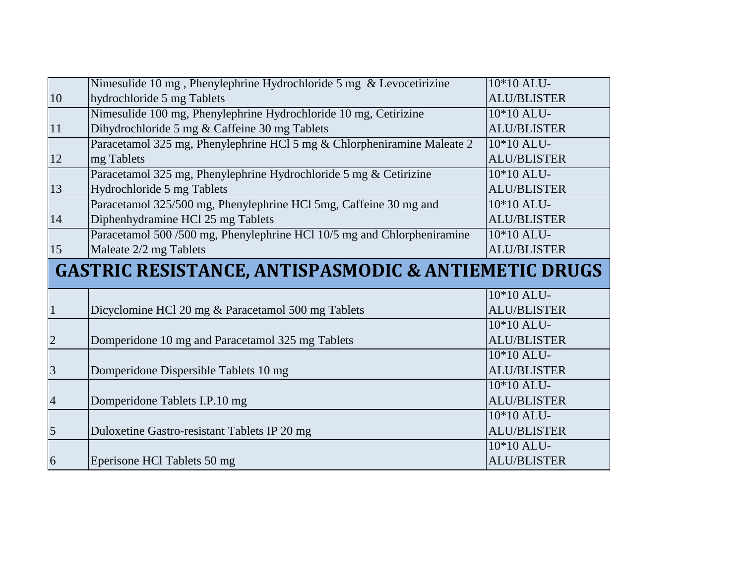| | | |
|---|---|---|
| 10 | Nimesulide 10 mg , Phenylephrine Hydrochloride 5 mg & Levocetirizine hydrochloride 5 mg Tablets | 10*10 ALU-ALU/BLISTER |
| 11 | Nimesulide 100 mg, Phenylephrine Hydrochloride 10 mg, Cetirizine Dihydrochloride 5 mg & Caffeine 30 mg Tablets | 10*10 ALU-ALU/BLISTER |
| 12 | Paracetamol 325 mg, Phenylephrine HCl 5 mg & Chlorpheniramine Maleate 2 mg Tablets | 10*10 ALU-ALU/BLISTER |
| 13 | Paracetamol 325 mg, Phenylephrine Hydrochloride 5 mg & Cetirizine Hydrochloride 5 mg Tablets | 10*10 ALU-ALU/BLISTER |
| 14 | Paracetamol 325/500 mg, Phenylephrine HCl 5mg, Caffeine 30 mg and Diphenhydramine HCl 25 mg Tablets | 10*10 ALU-ALU/BLISTER |
| 15 | Paracetamol 500 /500 mg, Phenylephrine HCl 10/5 mg and Chlorpheniramine Maleate 2/2 mg Tablets | 10*10 ALU-ALU/BLISTER |

## GASTRIC RESISTANCE, ANTISPASMODIC & ANTIEMETIC DRUGS

| | | |
|---|---|---|
| 1 | Dicyclomine HCl 20 mg & Paracetamol 500 mg Tablets | 10*10 ALU-ALU/BLISTER |
| 2 | Domperidone 10 mg and Paracetamol 325 mg Tablets | 10*10 ALU-ALU/BLISTER |
| 3 | Domperidone Dispersible Tablets 10 mg | 10*10 ALU-ALU/BLISTER |
| 4 | Domperidone Tablets I.P.10 mg | 10*10 ALU-ALU/BLISTER |
| 5 | Duloxetine Gastro-resistant Tablets IP 20 mg | 10*10 ALU-ALU/BLISTER |
| 6 | Eperisone HCl Tablets 50 mg | 10*10 ALU-ALU/BLISTER |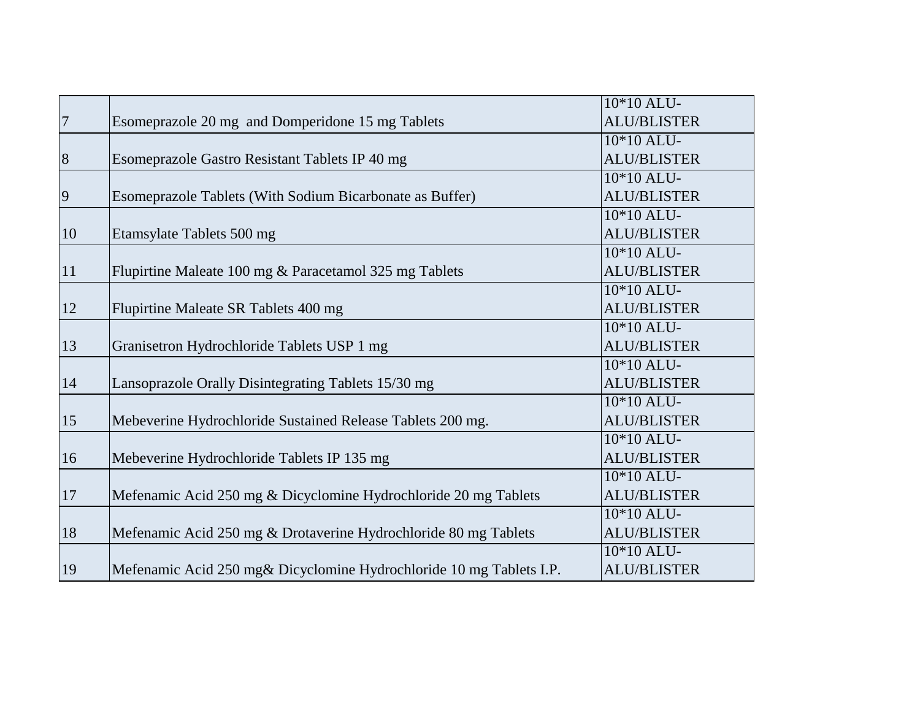| | | |
|---|---|---|
| 7 | Esomeprazole 20 mg and Domperidone 15 mg Tablets | 10*10 ALU-ALU/BLISTER |
| 8 | Esomeprazole Gastro Resistant Tablets IP 40 mg | 10*10 ALU-ALU/BLISTER |
| 9 | Esomeprazole Tablets (With Sodium Bicarbonate as Buffer) | 10*10 ALU-ALU/BLISTER |
| 10 | Etamsylate Tablets 500 mg | 10*10 ALU-ALU/BLISTER |
| 11 | Flupirtine Maleate 100 mg & Paracetamol 325 mg Tablets | 10*10 ALU-ALU/BLISTER |
| 12 | Flupirtine Maleate SR Tablets 400 mg | 10*10 ALU-ALU/BLISTER |
| 13 | Granisetron Hydrochloride Tablets USP 1 mg | 10*10 ALU-ALU/BLISTER |
| 14 | Lansoprazole Orally Disintegrating Tablets 15/30 mg | 10*10 ALU-ALU/BLISTER |
| 15 | Mebeverine Hydrochloride Sustained Release Tablets 200 mg. | 10*10 ALU-ALU/BLISTER |
| 16 | Mebeverine Hydrochloride Tablets IP 135 mg | 10*10 ALU-ALU/BLISTER |
| 17 | Mefenamic Acid 250 mg & Dicyclomine Hydrochloride 20 mg Tablets | 10*10 ALU-ALU/BLISTER |
| 18 | Mefenamic Acid 250 mg & Drotaverine Hydrochloride 80 mg Tablets | 10*10 ALU-ALU/BLISTER |
| 19 | Mefenamic Acid 250 mg& Dicyclomine Hydrochloride 10 mg Tablets I.P. | 10*10 ALU-ALU/BLISTER |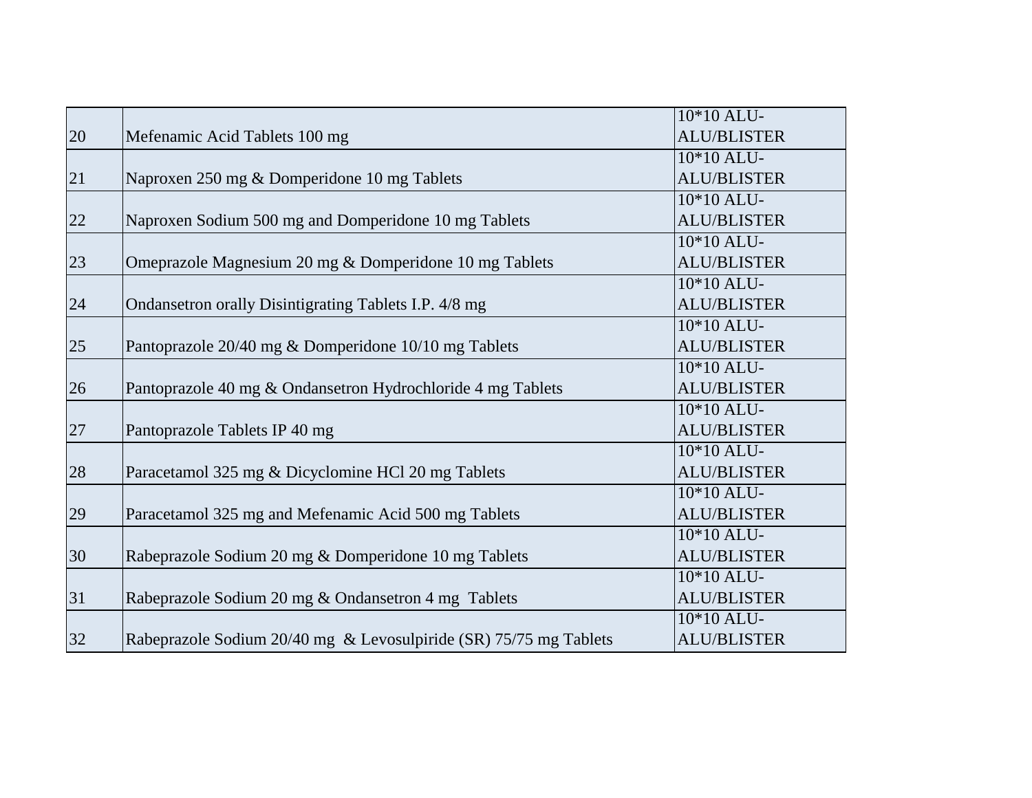| | | |
|---|---|---|
| 20 | Mefenamic Acid Tablets 100 mg | 10*10 ALU-ALU/BLISTER |
| 21 | Naproxen 250 mg & Domperidone 10 mg Tablets | 10*10 ALU-ALU/BLISTER |
| 22 | Naproxen Sodium 500 mg and Domperidone 10 mg Tablets | 10*10 ALU-ALU/BLISTER |
| 23 | Omeprazole Magnesium 20 mg & Domperidone 10 mg Tablets | 10*10 ALU-ALU/BLISTER |
| 24 | Ondansetron orally Disintigrating Tablets I.P. 4/8 mg | 10*10 ALU-ALU/BLISTER |
| 25 | Pantoprazole 20/40 mg & Domperidone 10/10 mg Tablets | 10*10 ALU-ALU/BLISTER |
| 26 | Pantoprazole 40 mg & Ondansetron Hydrochloride 4 mg Tablets | 10*10 ALU-ALU/BLISTER |
| 27 | Pantoprazole Tablets IP 40 mg | 10*10 ALU-ALU/BLISTER |
| 28 | Paracetamol 325 mg & Dicyclomine HCl 20 mg Tablets | 10*10 ALU-ALU/BLISTER |
| 29 | Paracetamol 325 mg and Mefenamic Acid 500 mg Tablets | 10*10 ALU-ALU/BLISTER |
| 30 | Rabeprazole Sodium 20 mg & Domperidone 10 mg Tablets | 10*10 ALU-ALU/BLISTER |
| 31 | Rabeprazole Sodium 20 mg & Ondansetron 4 mg Tablets | 10*10 ALU-ALU/BLISTER |
| 32 | Rabeprazole Sodium 20/40 mg & Levosulpiride (SR) 75/75 mg Tablets | 10*10 ALU-ALU/BLISTER |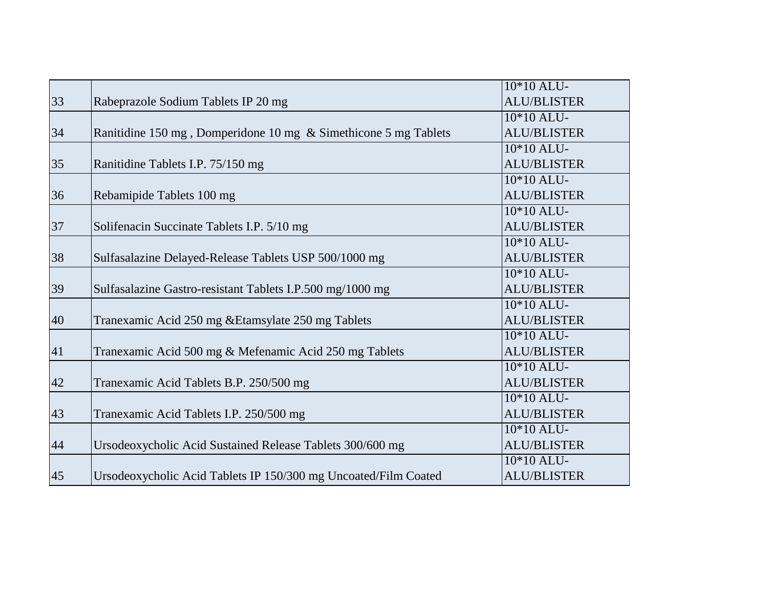| 33 | Rabeprazole Sodium Tablets IP 20 mg | 10*10 ALU-ALU/BLISTER |
|---|---|---|
| 34 | Ranitidine 150 mg , Domperidone 10 mg & Simethicone 5 mg Tablets | 10*10 ALU-ALU/BLISTER |
| 35 | Ranitidine Tablets I.P. 75/150 mg | 10*10 ALU-ALU/BLISTER |
| 36 | Rebamipide Tablets 100 mg | 10*10 ALU-ALU/BLISTER |
| 37 | Solifenacin Succinate Tablets I.P. 5/10 mg | 10*10 ALU-ALU/BLISTER |
| 38 | Sulfasalazine Delayed-Release Tablets USP 500/1000 mg | 10*10 ALU-ALU/BLISTER |
| 39 | Sulfasalazine Gastro-resistant Tablets I.P.500 mg/1000 mg | 10*10 ALU-ALU/BLISTER |
| 40 | Tranexamic Acid 250 mg &Etamsylate 250 mg Tablets | 10*10 ALU-ALU/BLISTER |
| 41 | Tranexamic Acid 500 mg & Mefenamic Acid 250 mg Tablets | 10*10 ALU-ALU/BLISTER |
| 42 | Tranexamic Acid Tablets B.P. 250/500 mg | 10*10 ALU-ALU/BLISTER |
| 43 | Tranexamic Acid Tablets I.P. 250/500 mg | 10*10 ALU-ALU/BLISTER |
| 44 | Ursodeoxycholic Acid Sustained Release Tablets 300/600 mg | 10*10 ALU-ALU/BLISTER |
| 45 | Ursodeoxycholic Acid Tablets IP 150/300 mg Uncoated/Film Coated | 10*10 ALU-ALU/BLISTER |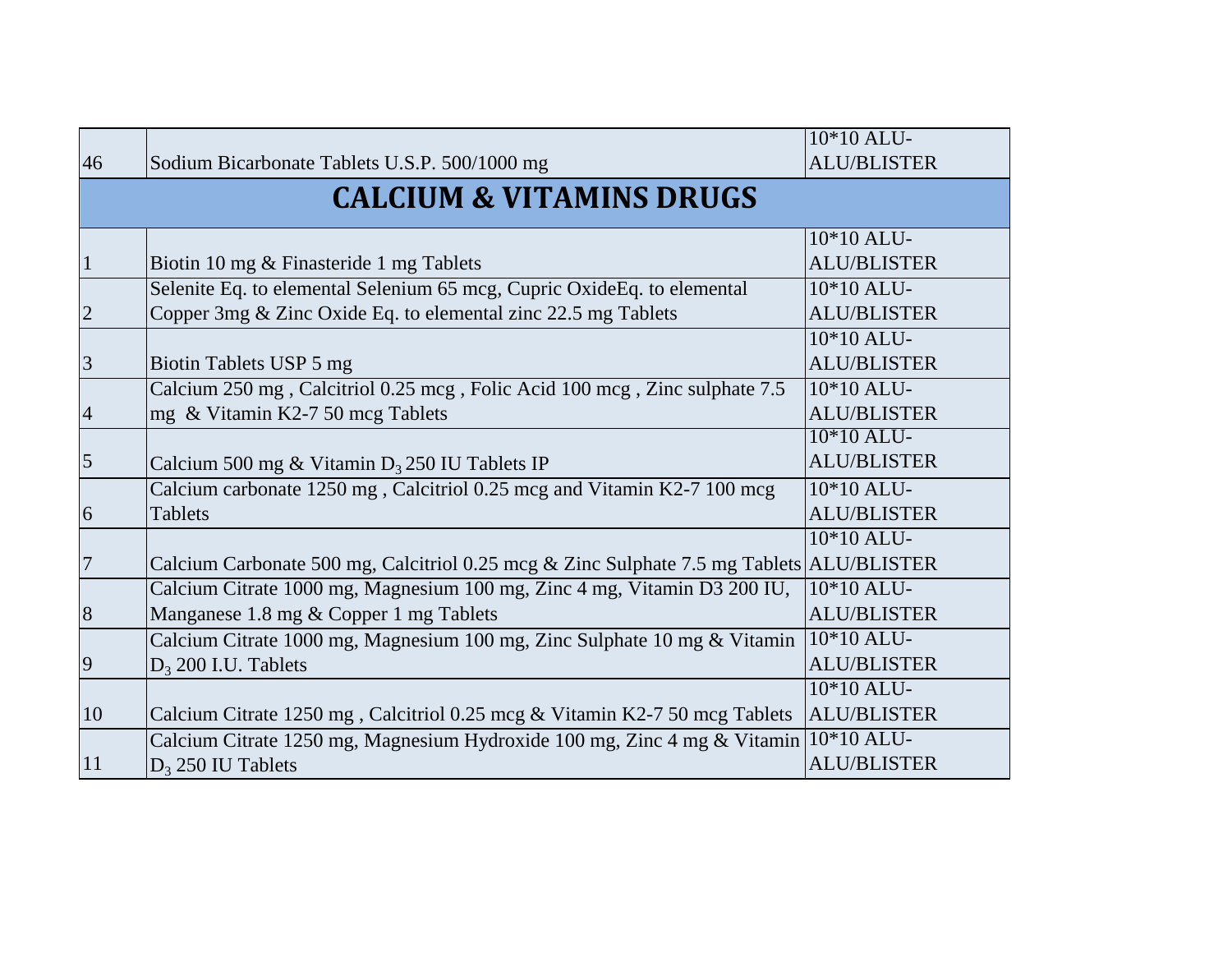| | | |
|---|---|---|
| 46 | Sodium Bicarbonate Tablets U.S.P. 500/1000 mg | 10*10 ALU-ALU/BLISTER |
| **CALCIUM & VITAMINS DRUGS** | | |
| 1 | Biotin 10 mg & Finasteride 1 mg Tablets | 10*10 ALU-ALU/BLISTER |
| 2 | Selenite Eq. to elemental Selenium 65 mcg, Cupric OxideEq. to elemental Copper 3mg & Zinc Oxide Eq. to elemental zinc 22.5 mg Tablets | 10*10 ALU-ALU/BLISTER |
| 3 | Biotin Tablets USP 5 mg | 10*10 ALU-ALU/BLISTER |
| 4 | Calcium 250 mg , Calcitriol 0.25 mcg , Folic Acid 100 mcg , Zinc sulphate 7.5 mg & Vitamin K2-7 50 mcg Tablets | 10*10 ALU-ALU/BLISTER |
| 5 | Calcium 500 mg & Vitamin $D_3$ 250 IU Tablets IP | 10*10 ALU-ALU/BLISTER |
| 6 | Calcium carbonate 1250 mg , Calcitriol 0.25 mcg and Vitamin K2-7 100 mcg Tablets | 10*10 ALU-ALU/BLISTER |
| 7 | Calcium Carbonate 500 mg, Calcitriol 0.25 mcg & Zinc Sulphate 7.5 mg Tablets | 10*10 ALU-ALU/BLISTER |
| 8 | Calcium Citrate 1000 mg, Magnesium 100 mg, Zinc 4 mg, Vitamin D3 200 IU, Manganese 1.8 mg & Copper 1 mg Tablets | 10*10 ALU-ALU/BLISTER |
| 9 | Calcium Citrate 1000 mg, Magnesium 100 mg, Zinc Sulphate 10 mg & Vitamin $D_3$ 200 I.U. Tablets | 10*10 ALU-ALU/BLISTER |
| 10 | Calcium Citrate 1250 mg , Calcitriol 0.25 mcg & Vitamin K2-7 50 mcg Tablets | 10*10 ALU-ALU/BLISTER |
| 11 | Calcium Citrate 1250 mg, Magnesium Hydroxide 100 mg, Zinc 4 mg & Vitamin $D_3$ 250 IU Tablets | 10*10 ALU-ALU/BLISTER |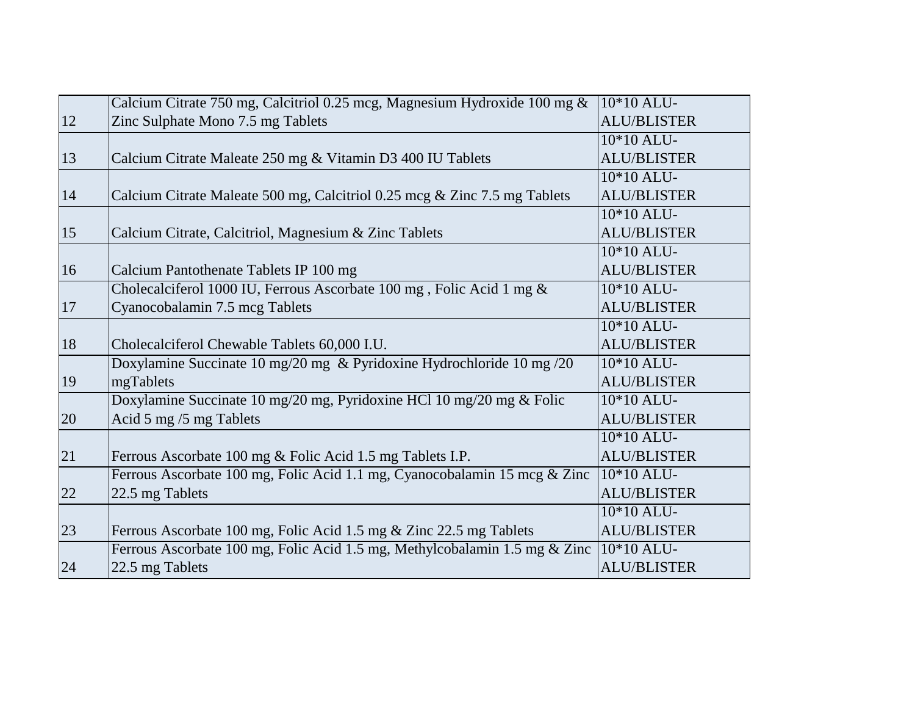| | | |
|---|---|---|
| 12 | Calcium Citrate 750 mg, Calcitriol 0.25 mcg, Magnesium Hydroxide 100 mg & Zinc Sulphate Mono 7.5 mg Tablets | 10*10 ALU-ALU/BLISTER |
| 13 | Calcium Citrate Maleate 250 mg & Vitamin D3 400 IU Tablets | 10*10 ALU-ALU/BLISTER |
| 14 | Calcium Citrate Maleate 500 mg, Calcitriol 0.25 mcg & Zinc 7.5 mg Tablets | 10*10 ALU-ALU/BLISTER |
| 15 | Calcium Citrate, Calcitriol, Magnesium & Zinc Tablets | 10*10 ALU-ALU/BLISTER |
| 16 | Calcium Pantothenate Tablets IP 100 mg | 10*10 ALU-ALU/BLISTER |
| 17 | Cholecalciferol 1000 IU, Ferrous Ascorbate 100 mg , Folic Acid 1 mg & Cyanocobalamin 7.5 mcg Tablets | 10*10 ALU-ALU/BLISTER |
| 18 | Cholecalciferol Chewable Tablets 60,000 I.U. | 10*10 ALU-ALU/BLISTER |
| 19 | Doxylamine Succinate 10 mg/20 mg & Pyridoxine Hydrochloride 10 mg /20 mgTablets | 10*10 ALU-ALU/BLISTER |
| 20 | Doxylamine Succinate 10 mg/20 mg, Pyridoxine HCl 10 mg/20 mg & Folic Acid 5 mg /5 mg Tablets | 10*10 ALU-ALU/BLISTER |
| 21 | Ferrous Ascorbate 100 mg & Folic Acid 1.5 mg Tablets I.P. | 10*10 ALU-ALU/BLISTER |
| 22 | Ferrous Ascorbate 100 mg, Folic Acid 1.1 mg, Cyanocobalamin 15 mcg & Zinc 22.5 mg Tablets | 10*10 ALU-ALU/BLISTER |
| 23 | Ferrous Ascorbate 100 mg, Folic Acid 1.5 mg & Zinc 22.5 mg Tablets | 10*10 ALU-ALU/BLISTER |
| 24 | Ferrous Ascorbate 100 mg, Folic Acid 1.5 mg, Methylcobalamin 1.5 mg & Zinc 22.5 mg Tablets | 10*10 ALU-ALU/BLISTER |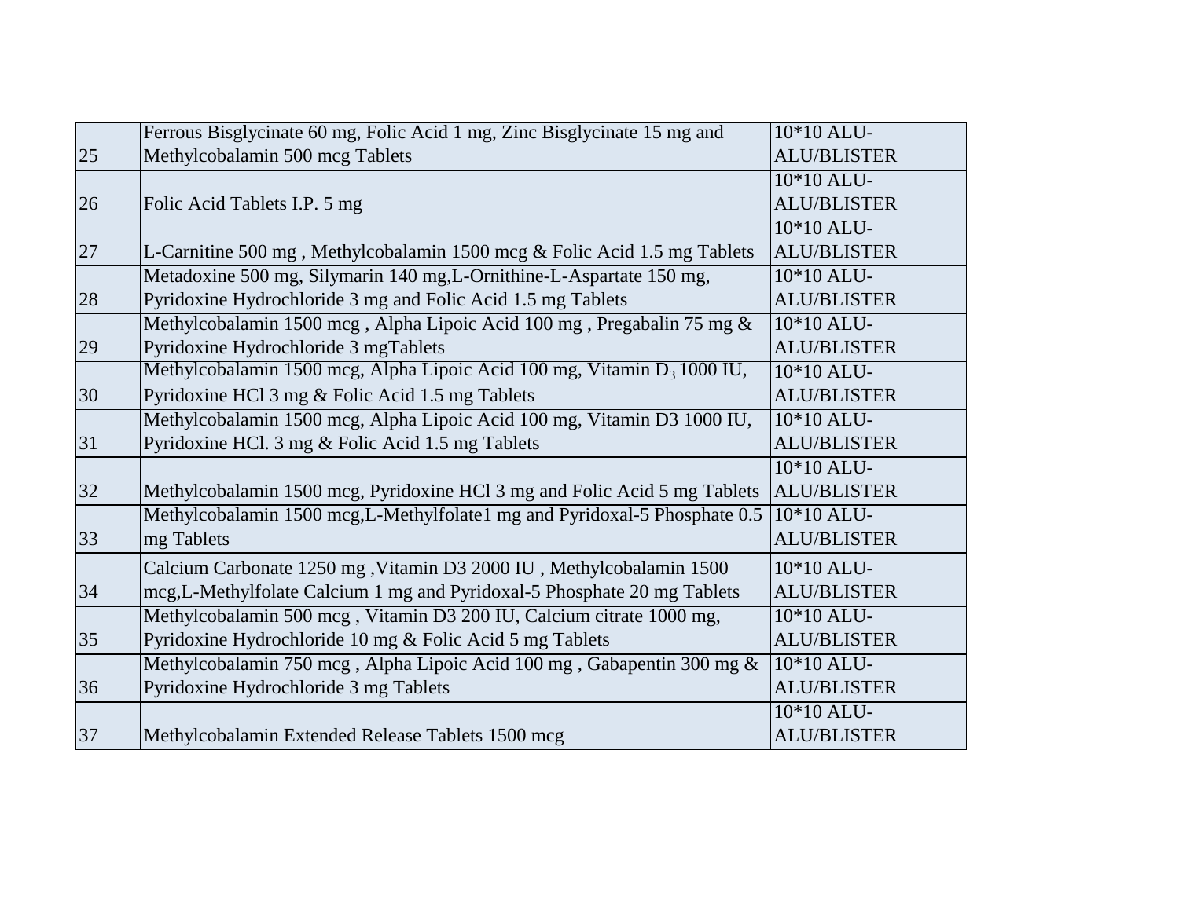| 25 | Ferrous Bisglycinate 60 mg, Folic Acid 1 mg, Zinc Bisglycinate 15 mg and Methylcobalamin 500 mcg Tablets | 10*10 ALU-ALU/BLISTER |
|---|---|---|
| 26 | Folic Acid Tablets I.P. 5 mg | 10*10 ALU-ALU/BLISTER |
| 27 | L-Carnitine 500 mg , Methylcobalamin 1500 mcg & Folic Acid 1.5 mg Tablets | 10*10 ALU-ALU/BLISTER |
| 28 | Metadoxine 500 mg, Silymarin 140 mg,L-Ornithine-L-Aspartate 150 mg, Pyridoxine Hydrochloride 3 mg and Folic Acid 1.5 mg Tablets | 10*10 ALU-ALU/BLISTER |
| 29 | Methylcobalamin 1500 mcg , Alpha Lipoic Acid 100 mg , Pregabalin 75 mg & Pyridoxine Hydrochloride 3 mgTablets | 10*10 ALU-ALU/BLISTER |
| 30 | Methylcobalamin 1500 mcg, Alpha Lipoic Acid 100 mg, Vitamin $D_3$ 1000 IU, Pyridoxine HCl 3 mg & Folic Acid 1.5 mg Tablets | 10*10 ALU-ALU/BLISTER |
| 31 | Methylcobalamin 1500 mcg, Alpha Lipoic Acid 100 mg, Vitamin D3 1000 IU, Pyridoxine HCl. 3 mg & Folic Acid 1.5 mg Tablets | 10*10 ALU-ALU/BLISTER |
| 32 | Methylcobalamin 1500 mcg, Pyridoxine HCl 3 mg and Folic Acid 5 mg Tablets | 10*10 ALU-ALU/BLISTER |
| 33 | Methylcobalamin 1500 mcg,L-Methylfolate1 mg and Pyridoxal-5 Phosphate 0.5 mg Tablets | 10*10 ALU-ALU/BLISTER |
| 34 | Calcium Carbonate 1250 mg ,Vitamin D3 2000 IU , Methylcobalamin 1500 mcg,L-Methylfolate Calcium 1 mg and Pyridoxal-5 Phosphate 20 mg Tablets | 10*10 ALU-ALU/BLISTER |
| 35 | Methylcobalamin 500 mcg , Vitamin D3 200 IU, Calcium citrate 1000 mg, Pyridoxine Hydrochloride 10 mg & Folic Acid 5 mg Tablets | 10*10 ALU-ALU/BLISTER |
| 36 | Methylcobalamin 750 mcg , Alpha Lipoic Acid 100 mg , Gabapentin 300 mg & Pyridoxine Hydrochloride 3 mg Tablets | 10*10 ALU-ALU/BLISTER |
| 37 | Methylcobalamin Extended Release Tablets 1500 mcg | 10*10 ALU-ALU/BLISTER |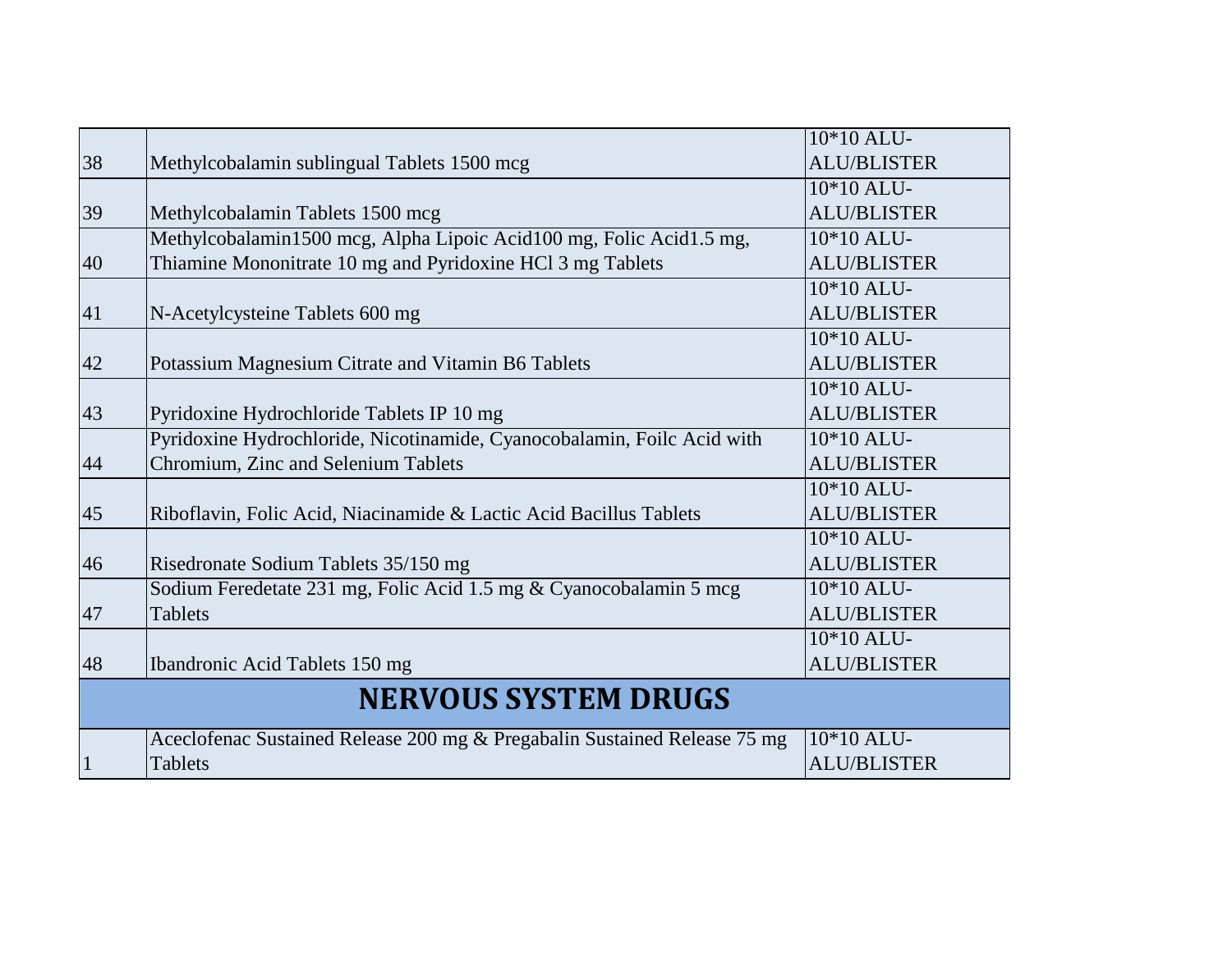| 38 | Methylcobalamin sublingual Tablets 1500 mcg | 10*10 ALU-ALU/BLISTER |
|---|---|---|
| 39 | Methylcobalamin Tablets 1500 mcg | 10*10 ALU-ALU/BLISTER |
| 40 | Methylcobalamin1500 mcg, Alpha Lipoic Acid100 mg, Folic Acid1.5 mg, Thiamine Mononitrate 10 mg and Pyridoxine HCl 3 mg Tablets | 10*10 ALU-ALU/BLISTER |
| 41 | N-Acetylcysteine Tablets 600 mg | 10*10 ALU-ALU/BLISTER |
| 42 | Potassium Magnesium Citrate and Vitamin B6 Tablets | 10*10 ALU-ALU/BLISTER |
| 43 | Pyridoxine Hydrochloride Tablets IP 10 mg | 10*10 ALU-ALU/BLISTER |
| 44 | Pyridoxine Hydrochloride, Nicotinamide, Cyanocobalamin, Foilc Acid with Chromium, Zinc and Selenium Tablets | 10*10 ALU-ALU/BLISTER |
| 45 | Riboflavin, Folic Acid, Niacinamide & Lactic Acid Bacillus Tablets | 10*10 ALU-ALU/BLISTER |
| 46 | Risedronate Sodium Tablets 35/150 mg | 10*10 ALU-ALU/BLISTER |
| 47 | Sodium Feredetate 231 mg, Folic Acid 1.5 mg & Cyanocobalamin 5 mcg Tablets | 10*10 ALU-ALU/BLISTER |
| 48 | Ibandronic Acid Tablets 150 mg | 10*10 ALU-ALU/BLISTER |
| | **NERVOUS SYSTEM DRUGS** | |
| 1 | Aceclofenac Sustained Release 200 mg & Pregabalin Sustained Release 75 mg Tablets | 10*10 ALU-ALU/BLISTER |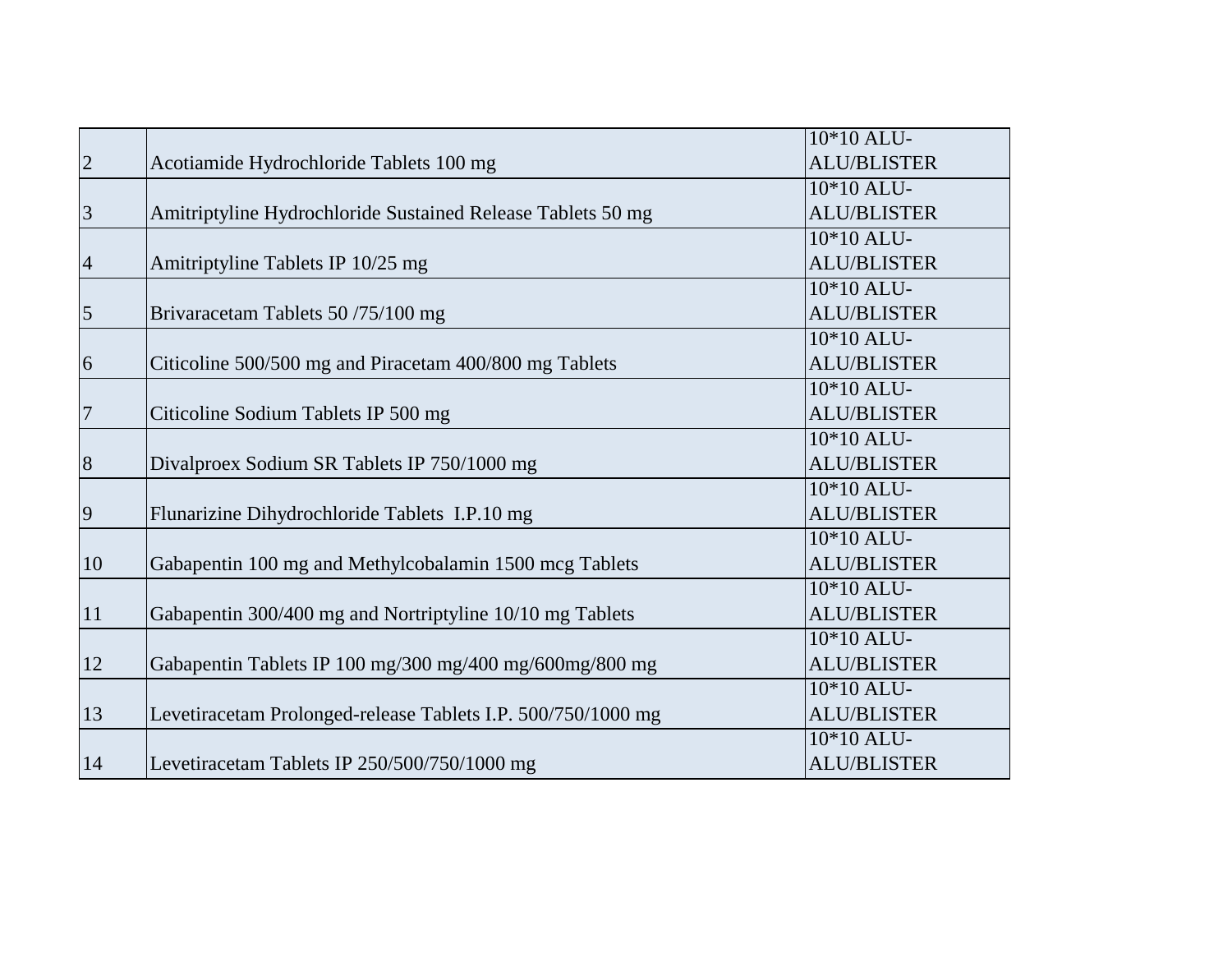| | | |
|---|---|---|
| 2 | Acotiamide Hydrochloride Tablets 100 mg | 10*10 ALU-ALU/BLISTER |
| 3 | Amitriptyline Hydrochloride Sustained Release Tablets 50 mg | 10*10 ALU-ALU/BLISTER |
| 4 | Amitriptyline Tablets IP 10/25 mg | 10*10 ALU-ALU/BLISTER |
| 5 | Brivaracetam Tablets 50 /75/100 mg | 10*10 ALU-ALU/BLISTER |
| 6 | Citicoline 500/500 mg and Piracetam 400/800 mg Tablets | 10*10 ALU-ALU/BLISTER |
| 7 | Citicoline Sodium Tablets IP 500 mg | 10*10 ALU-ALU/BLISTER |
| 8 | Divalproex Sodium SR Tablets IP 750/1000 mg | 10*10 ALU-ALU/BLISTER |
| 9 | Flunarizine Dihydrochloride Tablets I.P.10 mg | 10*10 ALU-ALU/BLISTER |
| 10 | Gabapentin 100 mg and Methylcobalamin 1500 mcg Tablets | 10*10 ALU-ALU/BLISTER |
| 11 | Gabapentin 300/400 mg and Nortriptyline 10/10 mg Tablets | 10*10 ALU-ALU/BLISTER |
| 12 | Gabapentin Tablets IP 100 mg/300 mg/400 mg/600mg/800 mg | 10*10 ALU-ALU/BLISTER |
| 13 | Levetiracetam Prolonged-release Tablets I.P. 500/750/1000 mg | 10*10 ALU-ALU/BLISTER |
| 14 | Levetiracetam Tablets IP 250/500/750/1000 mg | 10*10 ALU-ALU/BLISTER |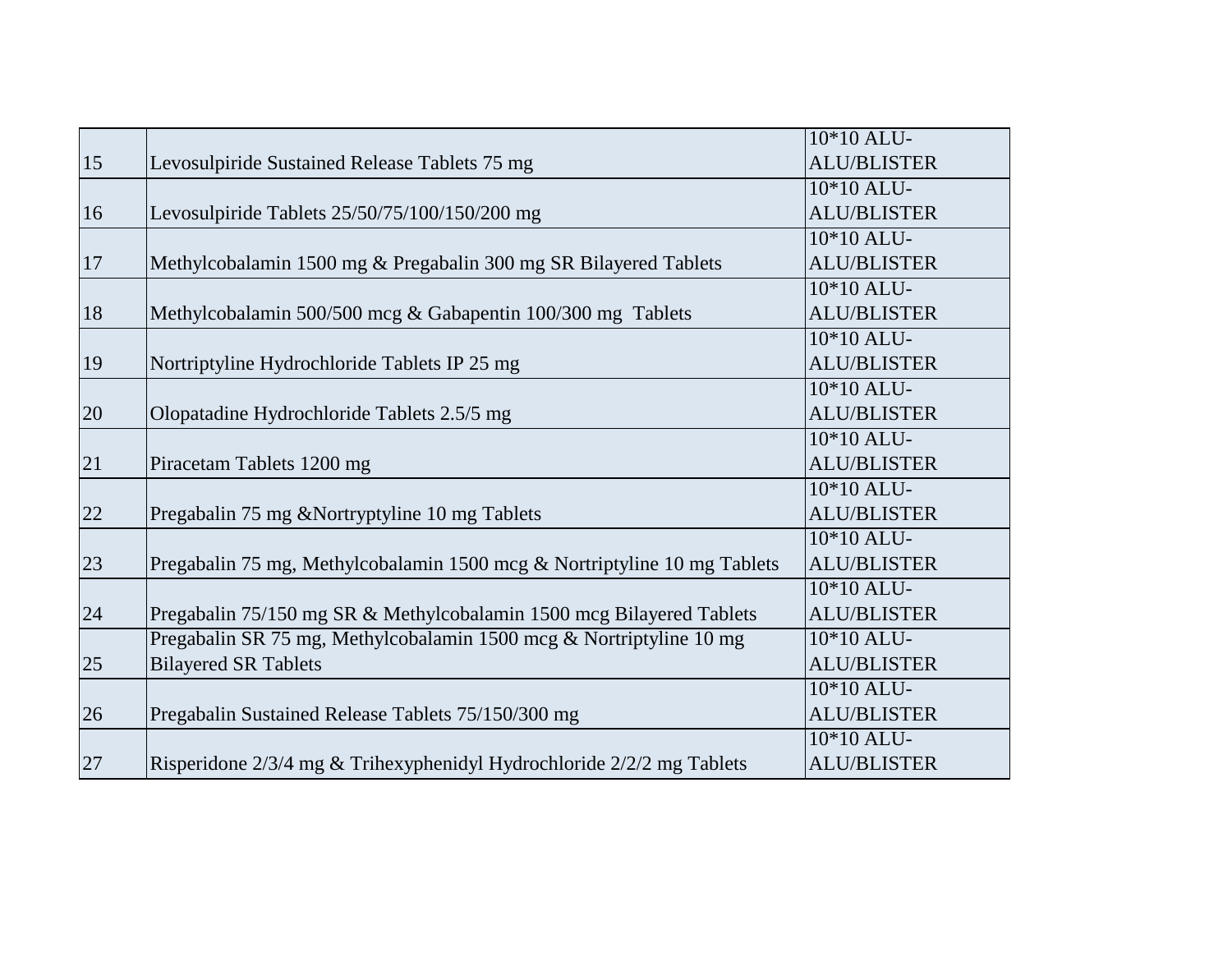| | | |
|---|---|---|
| 15 | Levosulpiride Sustained Release Tablets 75 mg | 10*10 ALU-ALU/BLISTER |
| 16 | Levosulpiride Tablets 25/50/75/100/150/200 mg | 10*10 ALU-ALU/BLISTER |
| 17 | Methylcobalamin 1500 mg & Pregabalin 300 mg SR Bilayered Tablets | 10*10 ALU-ALU/BLISTER |
| 18 | Methylcobalamin 500/500 mcg & Gabapentin 100/300 mg Tablets | 10*10 ALU-ALU/BLISTER |
| 19 | Nortriptyline Hydrochloride Tablets IP 25 mg | 10*10 ALU-ALU/BLISTER |
| 20 | Olopatadine Hydrochloride Tablets 2.5/5 mg | 10*10 ALU-ALU/BLISTER |
| 21 | Piracetam Tablets 1200 mg | 10*10 ALU-ALU/BLISTER |
| 22 | Pregabalin 75 mg &Nortryptyline 10 mg Tablets | 10*10 ALU-ALU/BLISTER |
| 23 | Pregabalin 75 mg, Methylcobalamin 1500 mcg & Nortriptyline 10 mg Tablets | 10*10 ALU-ALU/BLISTER |
| 24 | Pregabalin 75/150 mg SR & Methylcobalamin 1500 mcg Bilayered Tablets | 10*10 ALU-ALU/BLISTER |
| 25 | Pregabalin SR 75 mg, Methylcobalamin 1500 mcg & Nortriptyline 10 mg Bilayered SR Tablets | 10*10 ALU-ALU/BLISTER |
| 26 | Pregabalin Sustained Release Tablets 75/150/300 mg | 10*10 ALU-ALU/BLISTER |
| 27 | Risperidone 2/3/4 mg & Trihexyphenidyl Hydrochloride 2/2/2 mg Tablets | 10*10 ALU-ALU/BLISTER |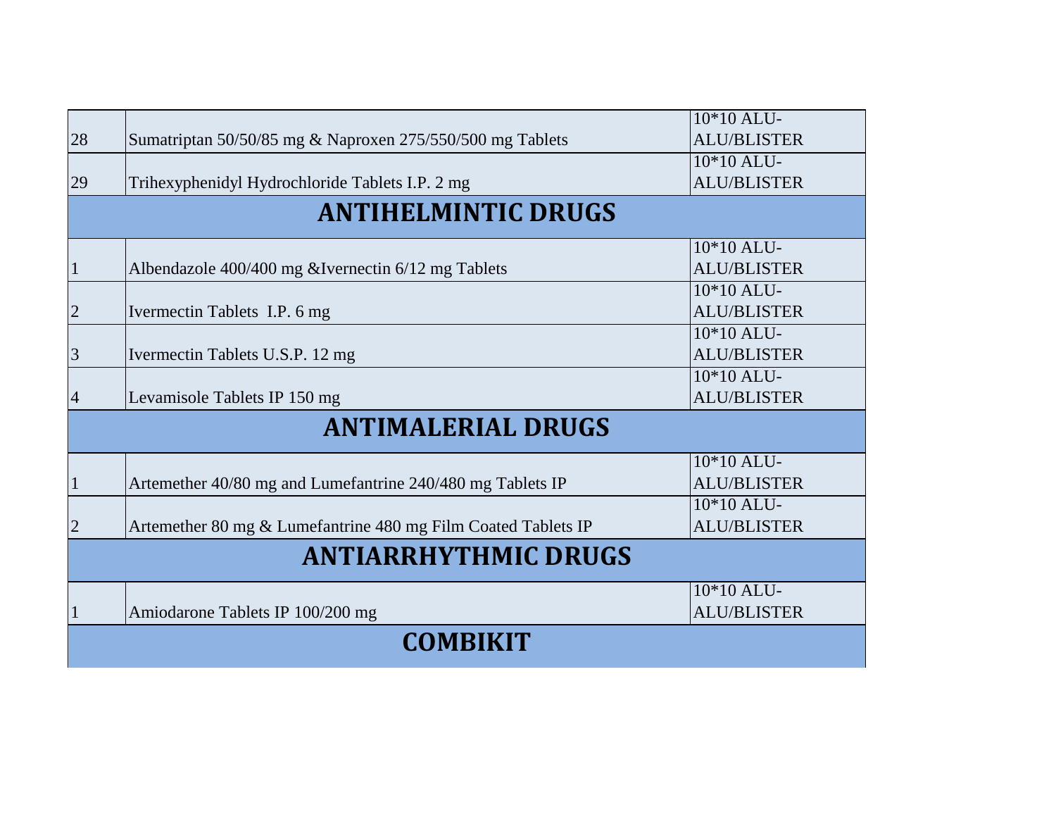| | | |
|---|---|---|
| 28 | Sumatriptan 50/50/85 mg & Naproxen 275/550/500 mg Tablets | 10*10 ALU-ALU/BLISTER |
| 29 | Trihexyphenidyl Hydrochloride Tablets I.P. 2 mg | 10*10 ALU-ALU/BLISTER |
| **ANTIHELMINTIC DRUGS** | | |
| 1 | Albendazole 400/400 mg &Ivernectin 6/12 mg Tablets | 10*10 ALU-ALU/BLISTER |
| 2 | Ivermectin Tablets I.P. 6 mg | 10*10 ALU-ALU/BLISTER |
| 3 | Ivermectin Tablets U.S.P. 12 mg | 10*10 ALU-ALU/BLISTER |
| 4 | Levamisole Tablets IP 150 mg | 10*10 ALU-ALU/BLISTER |
| **ANTIMALERIAL DRUGS** | | |
| 1 | Artemether 40/80 mg and Lumefantrine 240/480 mg Tablets IP | 10*10 ALU-ALU/BLISTER |
| 2 | Artemether 80 mg & Lumefantrine 480 mg Film Coated Tablets IP | 10*10 ALU-ALU/BLISTER |
| **ANTIARRHYTHMIC DRUGS** | | |
| 1 | Amiodarone Tablets IP 100/200 mg | 10*10 ALU-ALU/BLISTER |
| **COMBIKIT** | | |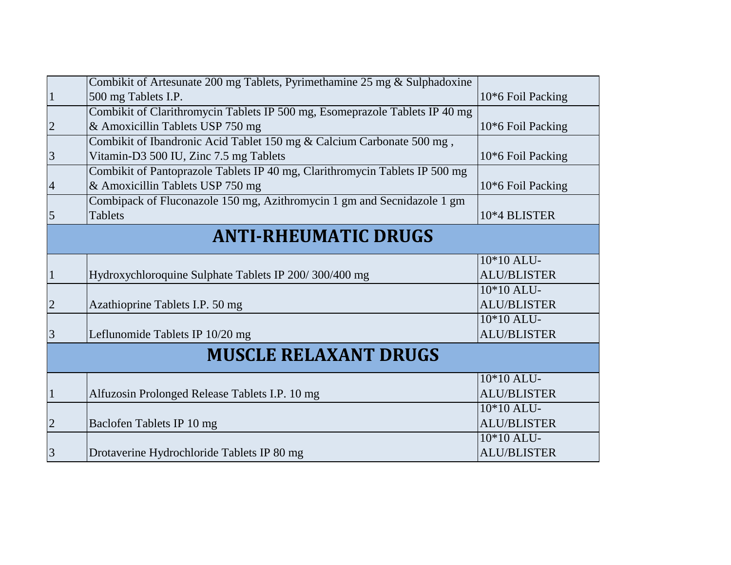| | | |
|---|---|---|
| 1 | Combikit of Artesunate 200 mg Tablets, Pyrimethamine 25 mg & Sulphadoxine 500 mg Tablets I.P. | 10*6 Foil Packing |
| 2 | Combikit of Clarithromycin Tablets IP 500 mg, Esomeprazole Tablets IP 40 mg & Amoxicillin Tablets USP 750 mg | 10*6 Foil Packing |
| 3 | Combikit of Ibandronic Acid Tablet 150 mg & Calcium Carbonate 500 mg , Vitamin-D3 500 IU, Zinc 7.5 mg Tablets | 10*6 Foil Packing |
| 4 | Combikit of Pantoprazole Tablets IP 40 mg, Clarithromycin Tablets IP 500 mg & Amoxicillin Tablets USP 750 mg | 10*6 Foil Packing |
| 5 | Combipack of Fluconazole 150 mg, Azithromycin 1 gm and Secnidazole 1 gm Tablets | 10*4 BLISTER |
| **ANTI-RHEUMATIC DRUGS** | | |
| 1 | Hydroxychloroquine Sulphate Tablets IP 200/ 300/400 mg | 10*10 ALU-ALU/BLISTER |
| 2 | Azathioprine Tablets I.P. 50 mg | 10*10 ALU-ALU/BLISTER |
| 3 | Leflunomide Tablets IP 10/20 mg | 10*10 ALU-ALU/BLISTER |
| **MUSCLE RELAXANT DRUGS** | | |
| 1 | Alfuzosin Prolonged Release Tablets I.P. 10 mg | 10*10 ALU-ALU/BLISTER |
| 2 | Baclofen Tablets IP 10 mg | 10*10 ALU-ALU/BLISTER |
| 3 | Drotaverine Hydrochloride Tablets IP 80 mg | 10*10 ALU-ALU/BLISTER |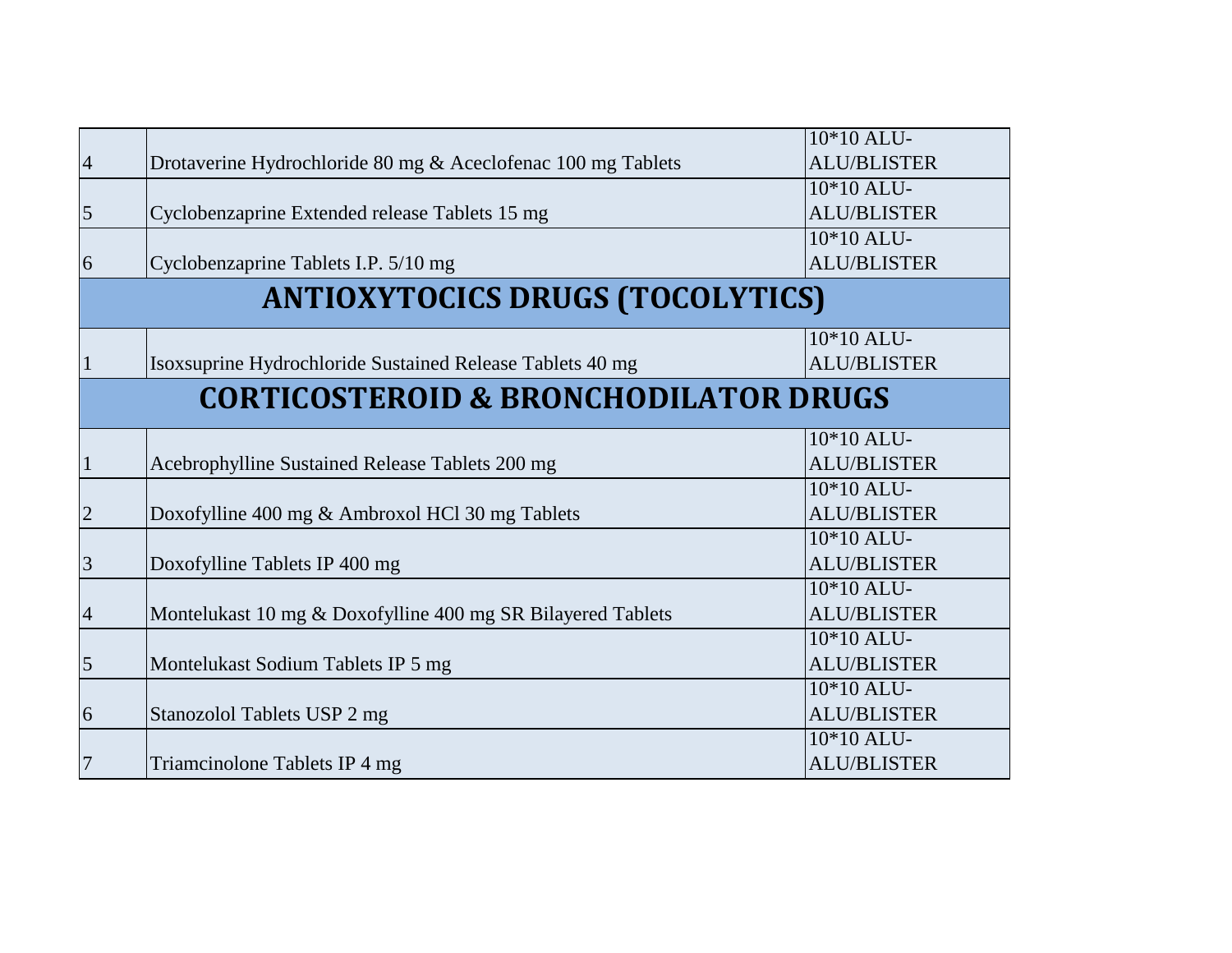| | | |
|---|---|---|
| 4 | Drotaverine Hydrochloride 80 mg & Aceclofenac 100 mg Tablets | 10*10 ALU-ALU/BLISTER |
| 5 | Cyclobenzaprine Extended release Tablets 15 mg | 10*10 ALU-ALU/BLISTER |
| 6 | Cyclobenzaprine Tablets I.P. 5/10 mg | 10*10 ALU-ALU/BLISTER |

## ANTIOXYTOCICS DRUGS (TOCOLYTICS)

| | | |
|---|---|---|
| 1 | Isoxsuprine Hydrochloride Sustained Release Tablets 40 mg | 10*10 ALU-ALU/BLISTER |

## CORTICOSTEROID & BRONCHODILATOR DRUGS

| | | |
|---|---|---|
| 1 | Acebrophylline Sustained Release Tablets 200 mg | 10*10 ALU-ALU/BLISTER |
| 2 | Doxofylline 400 mg & Ambroxol HCl 30 mg Tablets | 10*10 ALU-ALU/BLISTER |
| 3 | Doxofylline Tablets IP 400 mg | 10*10 ALU-ALU/BLISTER |
| 4 | Montelukast 10 mg & Doxofylline 400 mg SR Bilayered Tablets | 10*10 ALU-ALU/BLISTER |
| 5 | Montelukast Sodium Tablets IP 5 mg | 10*10 ALU-ALU/BLISTER |
| 6 | Stanozolol Tablets USP 2 mg | 10*10 ALU-ALU/BLISTER |
| 7 | Triamcinolone Tablets IP 4 mg | 10*10 ALU-ALU/BLISTER |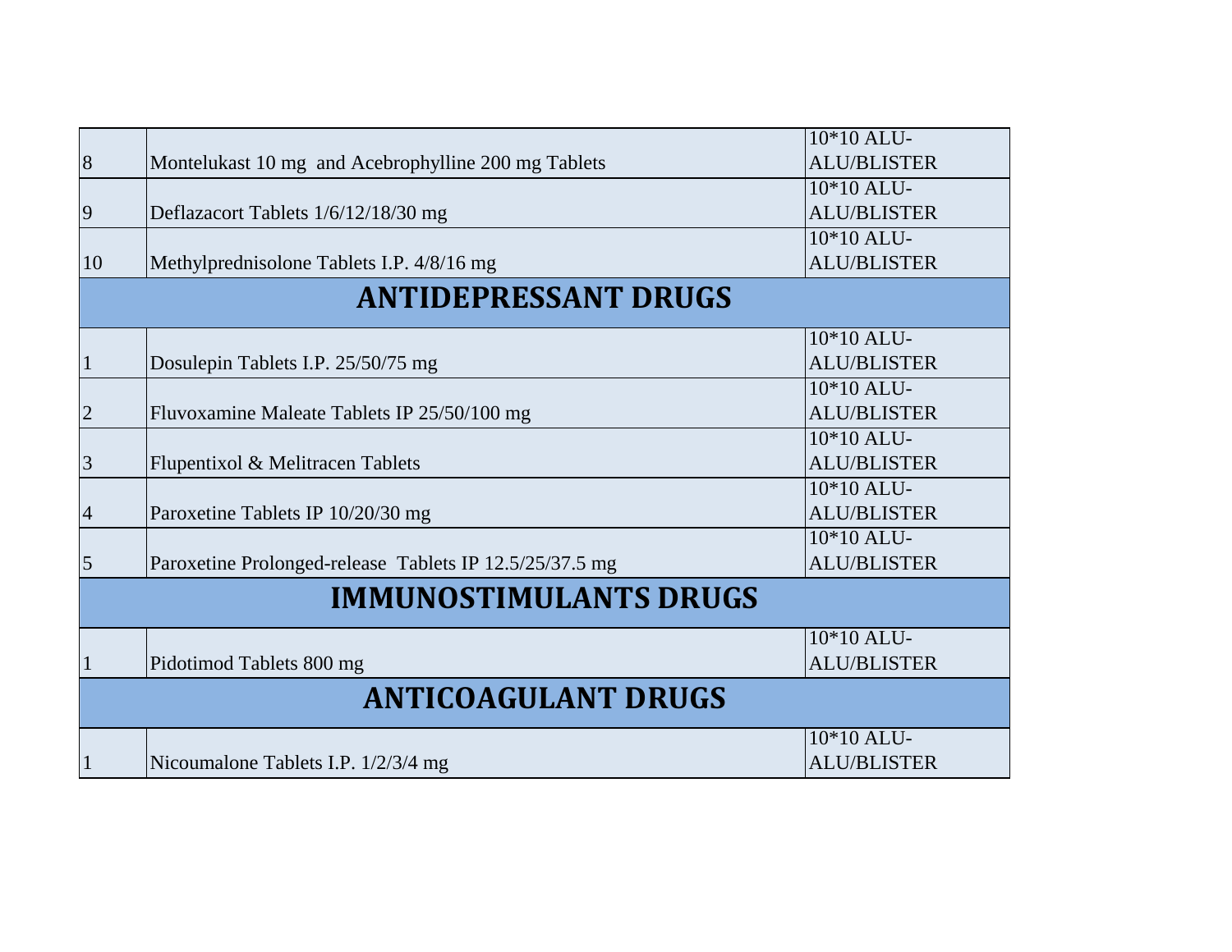| 8 | Montelukast 10 mg and Acebrophylline 200 mg Tablets | 10*10 ALU-ALU/BLISTER |
|---|---|---|
| 9 | Deflazacort Tablets 1/6/12/18/30 mg | 10*10 ALU-ALU/BLISTER |
| 10 | Methylprednisolone Tablets I.P. 4/8/16 mg | 10*10 ALU-ALU/BLISTER |
| **ANTIDEPRESSANT DRUGS** | | |
| 1 | Dosulepin Tablets I.P. 25/50/75 mg | 10*10 ALU-ALU/BLISTER |
| 2 | Fluvoxamine Maleate Tablets IP 25/50/100 mg | 10*10 ALU-ALU/BLISTER |
| 3 | Flupentixol & Melitracen Tablets | 10*10 ALU-ALU/BLISTER |
| 4 | Paroxetine Tablets IP 10/20/30 mg | 10*10 ALU-ALU/BLISTER |
| 5 | Paroxetine Prolonged-release Tablets IP 12.5/25/37.5 mg | 10*10 ALU-ALU/BLISTER |
| **IMMUNOSTIMULANTS DRUGS** | | |
| 1 | Pidotimod Tablets 800 mg | 10*10 ALU-ALU/BLISTER |
| **ANTICOAGULANT DRUGS** | | |
| 1 | Nicoumalone Tablets I.P. 1/2/3/4 mg | 10*10 ALU-ALU/BLISTER |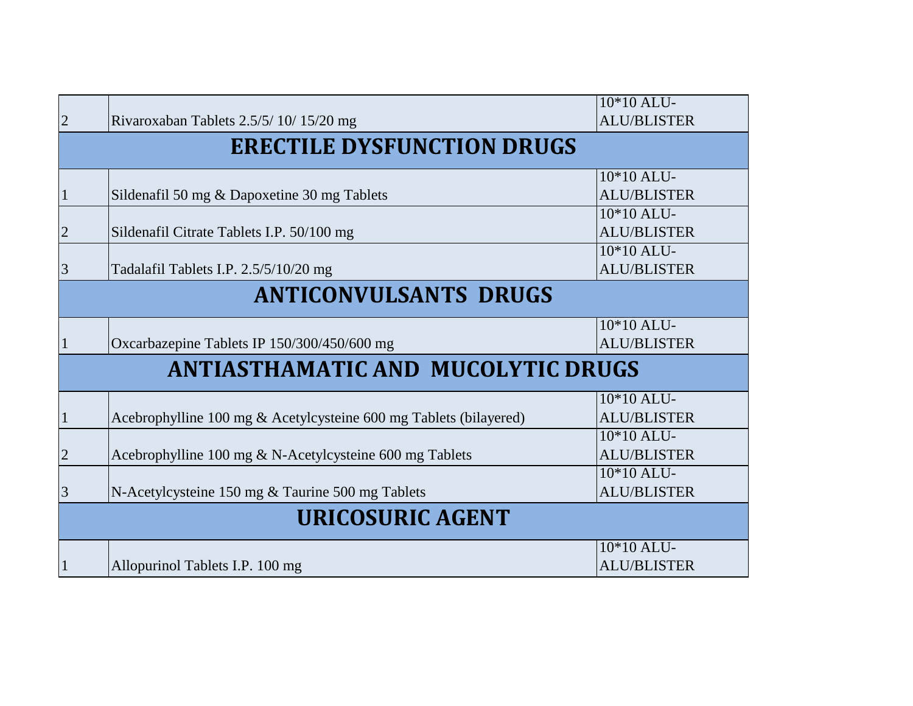| 2 | Rivaroxaban Tablets 2.5/5/ 10/ 15/20 mg | 10*10 ALU-ALU/BLISTER |
|---|---|---|
| **ERECTILE DYSFUNCTION DRUGS** | | |
| 1 | Sildenafil 50 mg & Dapoxetine 30 mg Tablets | 10*10 ALU-ALU/BLISTER |
| 2 | Sildenafil Citrate Tablets I.P. 50/100 mg | 10*10 ALU-ALU/BLISTER |
| 3 | Tadalafil Tablets I.P. 2.5/5/10/20 mg | 10*10 ALU-ALU/BLISTER |
| **ANTICONVULSANTS DRUGS** | | |
| 1 | Oxcarbazepine Tablets IP 150/300/450/600 mg | 10*10 ALU-ALU/BLISTER |
| **ANTIASTHAMATIC AND MUCOLYTIC DRUGS** | | |
| 1 | Acebrophylline 100 mg & Acetylcysteine 600 mg Tablets (bilayered) | 10*10 ALU-ALU/BLISTER |
| 2 | Acebrophylline 100 mg & N-Acetylcysteine 600 mg Tablets | 10*10 ALU-ALU/BLISTER |
| 3 | N-Acetylcysteine 150 mg & Taurine 500 mg Tablets | 10*10 ALU-ALU/BLISTER |
| **URICOSURIC AGENT** | | |
| 1 | Allopurinol Tablets I.P. 100 mg | 10*10 ALU-ALU/BLISTER |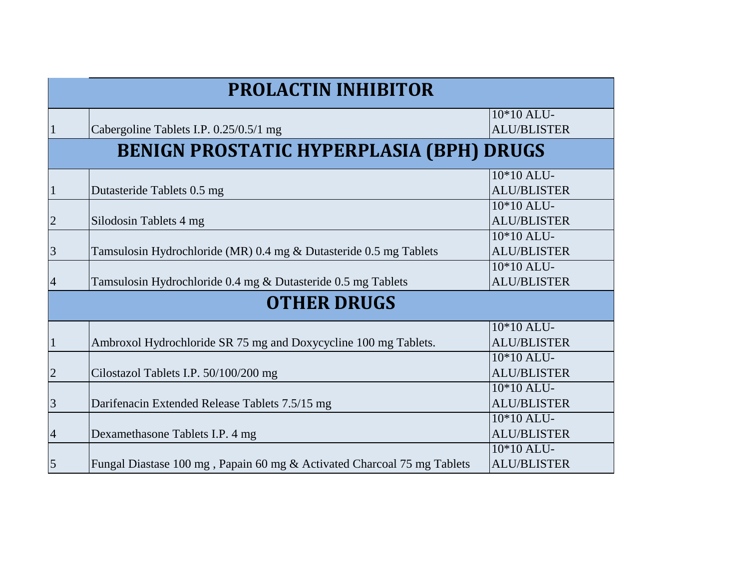## PROLACTIN INHIBITOR

| | | |
|---|---|---|
| 1 | Cabergoline Tablets I.P. 0.25/0.5/1 mg | 10*10 ALU-ALU/BLISTER |

## BENIGN PROSTATIC HYPERPLASIA (BPH) DRUGS

| | | |
|---|---|---|
| 1 | Dutasteride Tablets 0.5 mg | 10*10 ALU-ALU/BLISTER |
| 2 | Silodosin Tablets 4 mg | 10*10 ALU-ALU/BLISTER |
| 3 | Tamsulosin Hydrochloride (MR) 0.4 mg & Dutasteride 0.5 mg Tablets | 10*10 ALU-ALU/BLISTER |
| 4 | Tamsulosin Hydrochloride 0.4 mg & Dutasteride 0.5 mg Tablets | 10*10 ALU-ALU/BLISTER |

## OTHER DRUGS

| | | |
|---|---|---|
| 1 | Ambroxol Hydrochloride SR 75 mg and Doxycycline 100 mg Tablets. | 10*10 ALU-ALU/BLISTER |
| 2 | Cilostazol Tablets I.P. 50/100/200 mg | 10*10 ALU-ALU/BLISTER |
| 3 | Darifenacin Extended Release Tablets 7.5/15 mg | 10*10 ALU-ALU/BLISTER |
| 4 | Dexamethasone Tablets I.P. 4 mg | 10*10 ALU-ALU/BLISTER |
| 5 | Fungal Diastase 100 mg , Papain 60 mg & Activated Charcoal 75 mg Tablets | 10*10 ALU-ALU/BLISTER |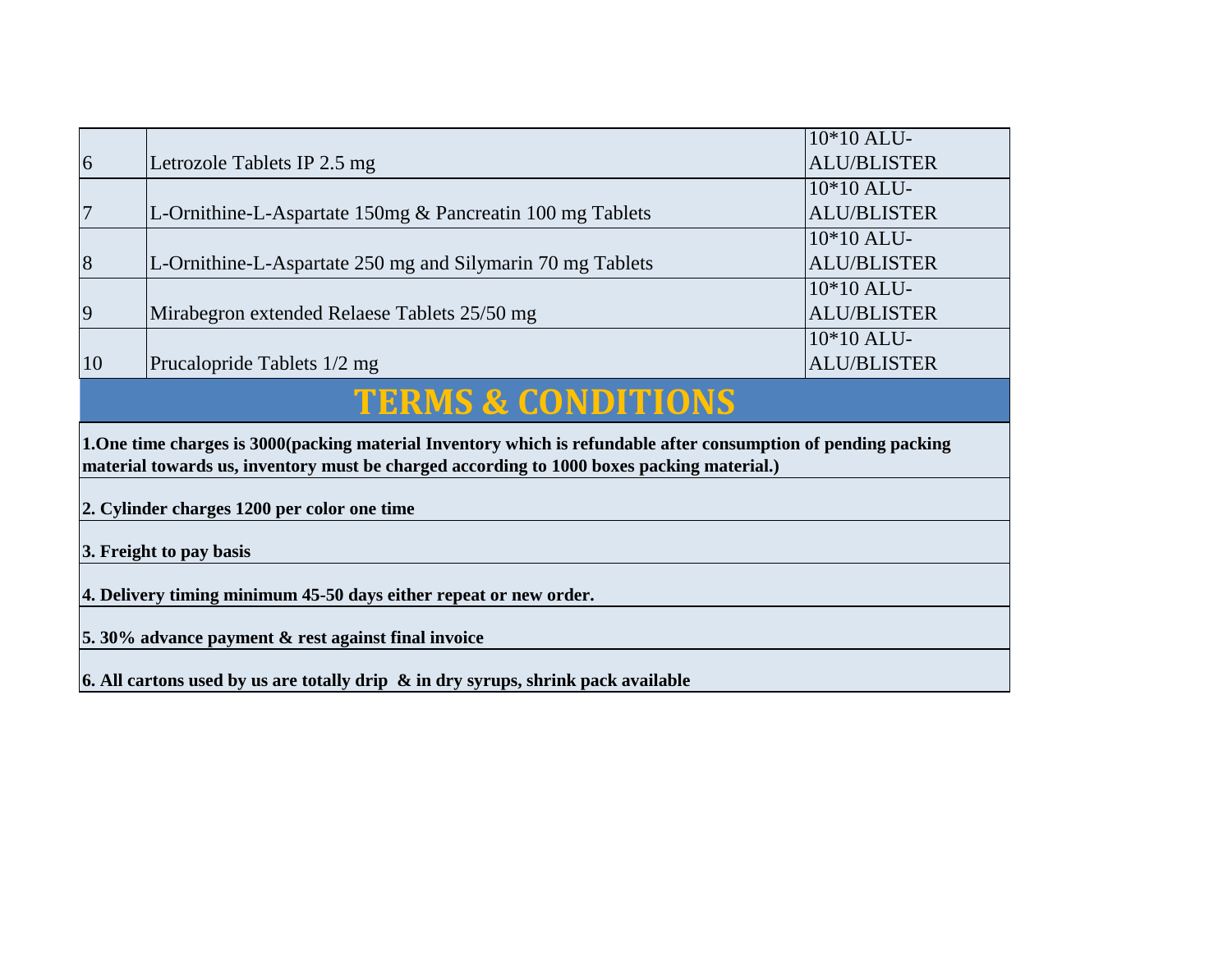| | | |
|---|---|---|
| 6 | Letrozole Tablets IP 2.5 mg | 10*10 ALU-ALU/BLISTER |
| 7 | L-Ornithine-L-Aspartate 150mg & Pancreatin 100 mg Tablets | 10*10 ALU-ALU/BLISTER |
| 8 | L-Ornithine-L-Aspartate 250 mg and Silymarin 70 mg Tablets | 10*10 ALU-ALU/BLISTER |
| 9 | Mirabegron extended Relaese Tablets 25/50 mg | 10*10 ALU-ALU/BLISTER |
| 10 | Prucalopride Tablets 1/2 mg | 10*10 ALU-ALU/BLISTER |

# TERMS & CONDITIONS

**1.One time charges is 3000(packing material Inventory which is refundable after consumption of pending packing material towards us, inventory must be charged according to 1000 boxes packing material.)**

**2. Cylinder charges 1200 per color one time**

**3. Freight to pay basis**

**4. Delivery timing minimum 45-50 days either repeat or new order.**

**5. 30% advance payment & rest against final invoice**

**6. All cartons used by us are totally drip & in dry syrups, shrink pack available**